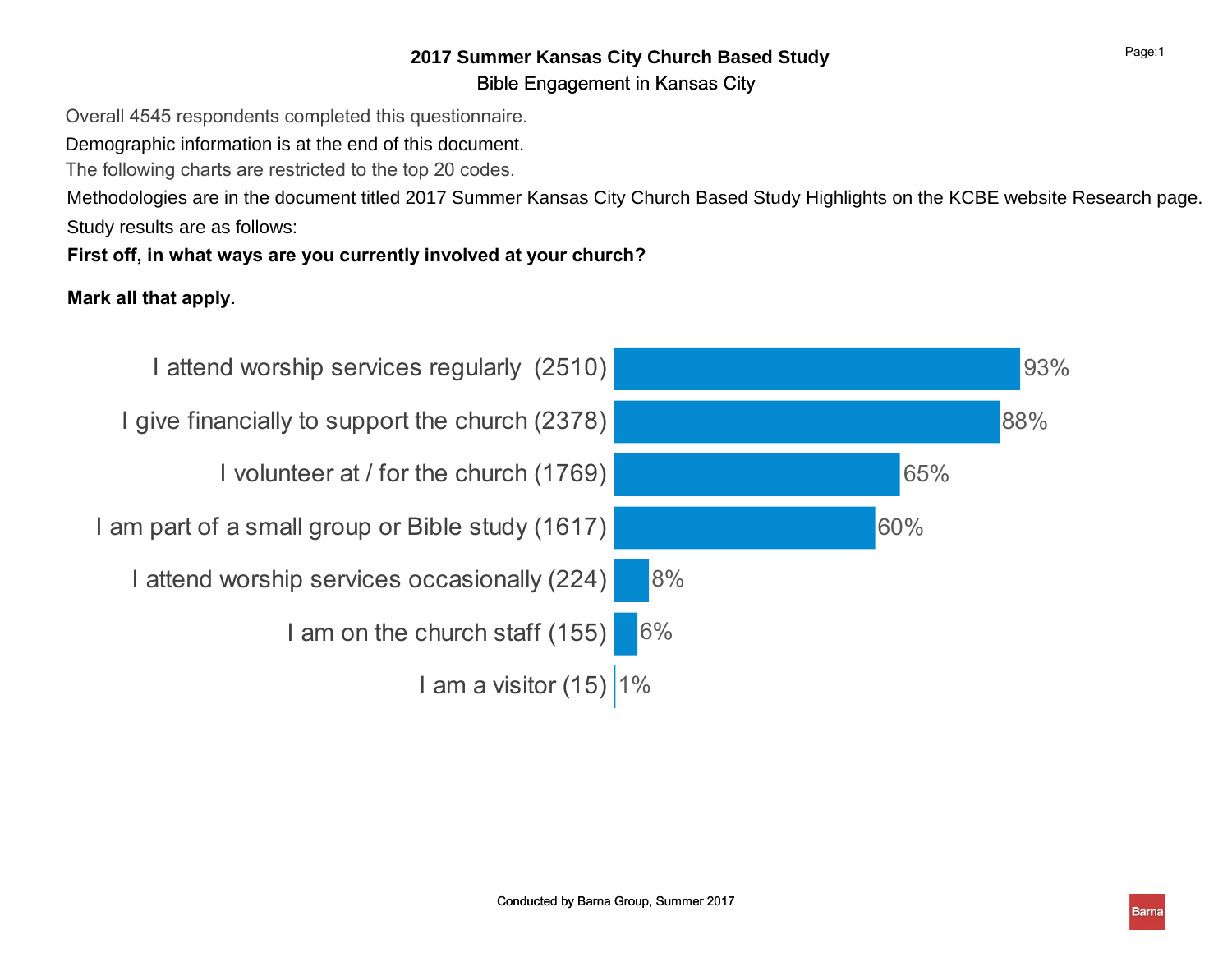# 2017 Summer Kansas City Church Based Study

## Bible Engagement in Kansas City

Overall 4545 respondents completed this questionnaire.

Demographic information is at the end of this document.

The following charts are restricted to the top 20 codes.

Methodologies are in the document titled 2017 Summer Kansas City Church Based Study Highlights on the KCBE website Research page.

Study results are as follows:

**First off, in what ways are you currently involved at your church?**

**Mark all that apply.**

| Response | Percent |
|---|---|
| I attend worship services regularly (2510) | 93% |
| I give financially to support the church (2378) | 88% |
| I volunteer at / for the church (1769) | 65% |
| I am part of a small group or Bible study (1617) | 60% |
| I attend worship services occasionally (224) | 8% |
| I am on the church staff (155) | 6% |
| I am a visitor (15) | 1% |

Conducted by Barna Group, Summer 2017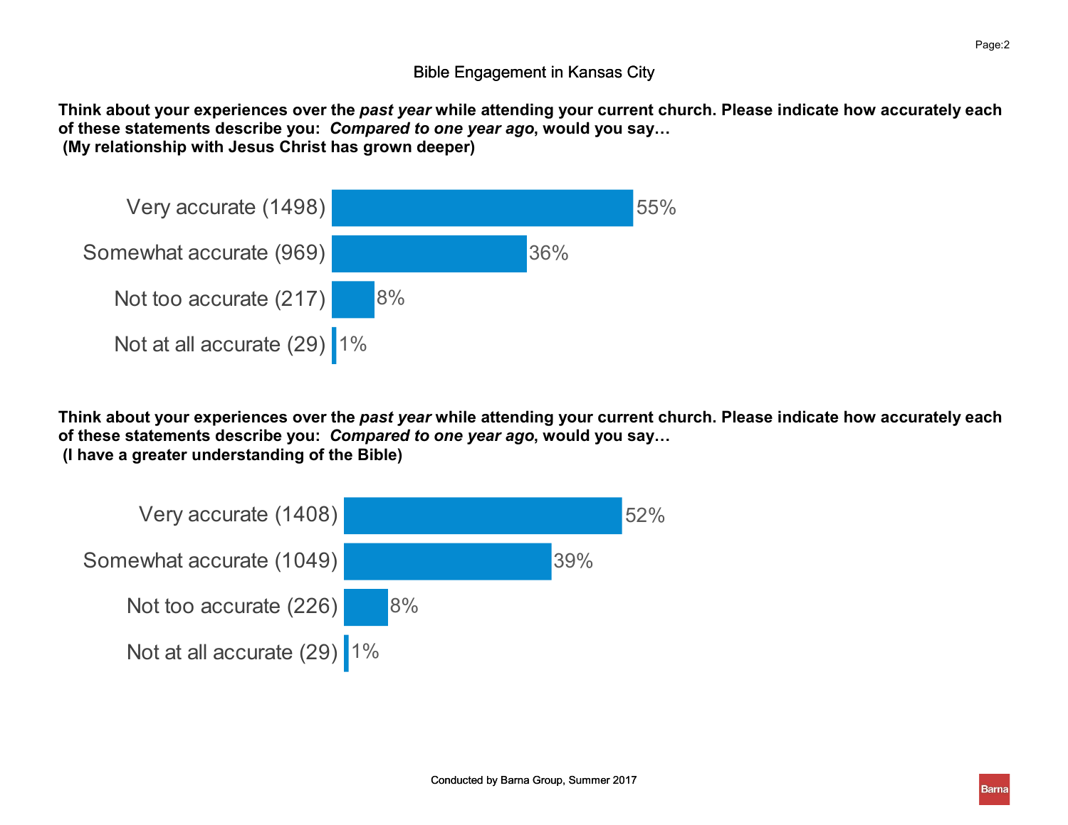# Bible Engagement in Kansas City

**Think about your experiences over the *past year* while attending your current church. Please indicate how accurately each of these statements describe you: *Compared to one year ago*, would you say…**
**(My relationship with Jesus Christ has grown deeper)**

| Response | Percent |
|---|---|
| Very accurate (1498) | 55% |
| Somewhat accurate (969) | 36% |
| Not too accurate (217) | 8% |
| Not at all accurate (29) | 1% |

**Think about your experiences over the *past year* while attending your current church. Please indicate how accurately each of these statements describe you: *Compared to one year ago*, would you say…**
**(I have a greater understanding of the Bible)**

| Response | Percent |
|---|---|
| Very accurate (1408) | 52% |
| Somewhat accurate (1049) | 39% |
| Not too accurate (226) | 8% |
| Not at all accurate (29) | 1% |

Conducted by Barna Group, Summer 2017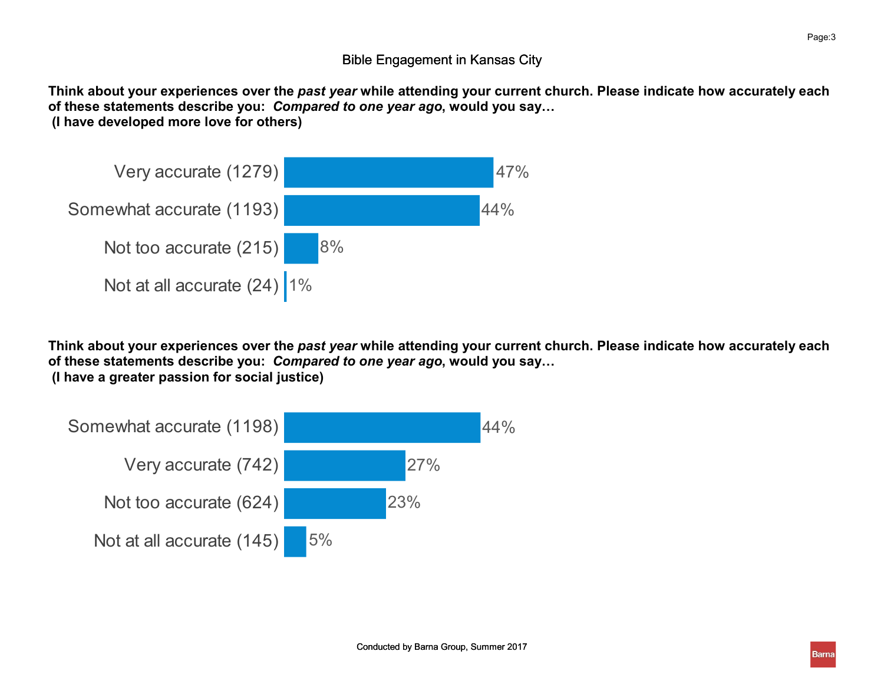## Bible Engagement in Kansas City

**Think about your experiences over the *past year* while attending your current church. Please indicate how accurately each of these statements describe you: *Compared to one year ago*, would you say… (I have developed more love for others)**

| Response | Percent |
| --- | --- |
| Very accurate (1279) | 47% |
| Somewhat accurate (1193) | 44% |
| Not too accurate (215) | 8% |
| Not at all accurate (24) | 1% |

**Think about your experiences over the *past year* while attending your current church. Please indicate how accurately each of these statements describe you: *Compared to one year ago*, would you say… (I have a greater passion for social justice)**

| Response | Percent |
| --- | --- |
| Somewhat accurate (1198) | 44% |
| Very accurate (742) | 27% |
| Not too accurate (624) | 23% |
| Not at all accurate (145) | 5% |

Conducted by Barna Group, Summer 2017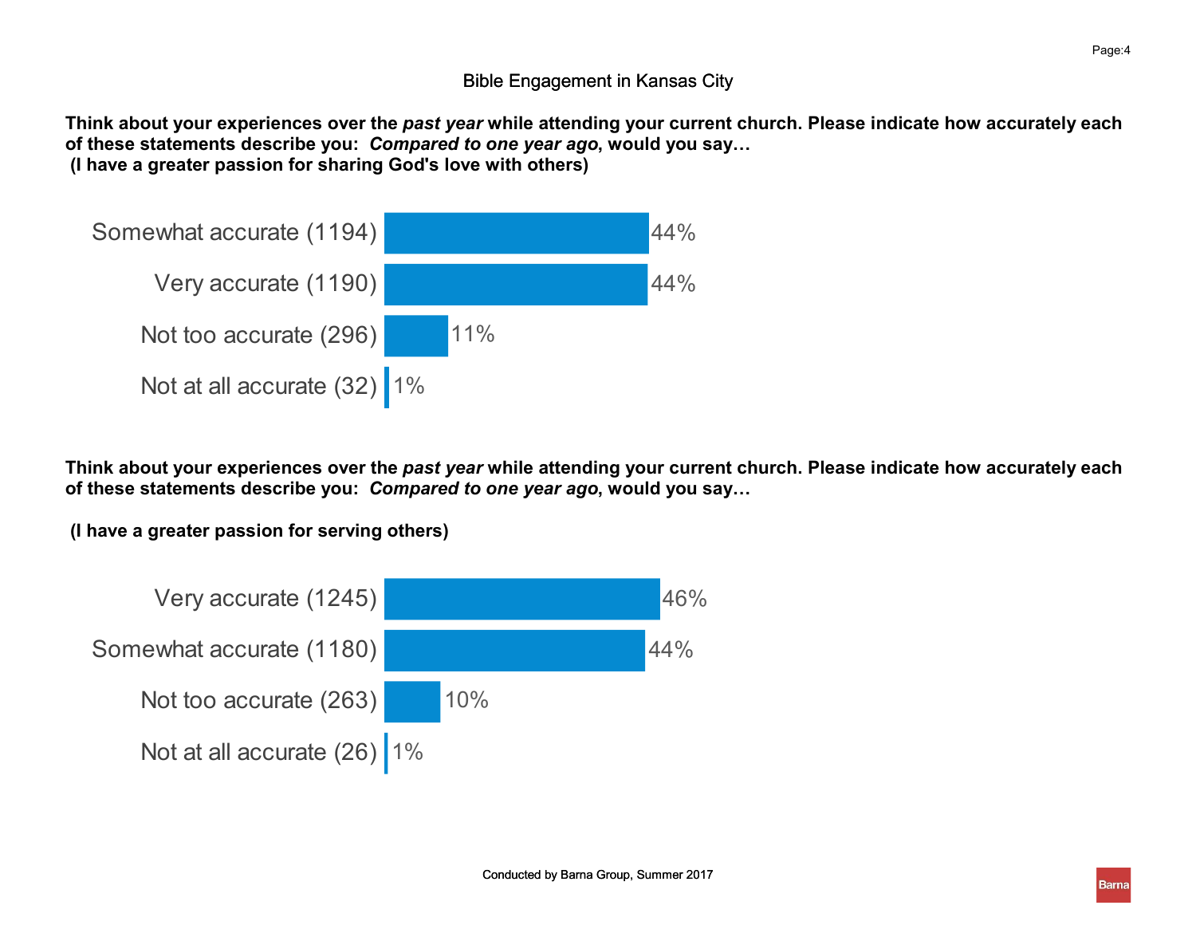Bible Engagement in Kansas City

**Think about your experiences over the *past year* while attending your current church. Please indicate how accurately each of these statements describe you: *Compared to one year ago*, would you say…**
**(I have a greater passion for sharing God's love with others)**

| Response | Percent |
| --- | --- |
| Somewhat accurate (1194) | 44% |
| Very accurate (1190) | 44% |
| Not too accurate (296) | 11% |
| Not at all accurate (32) | 1% |

**Think about your experiences over the *past year* while attending your current church. Please indicate how accurately each of these statements describe you: *Compared to one year ago*, would you say…**

**(I have a greater passion for serving others)**

| Response | Percent |
| --- | --- |
| Very accurate (1245) | 46% |
| Somewhat accurate (1180) | 44% |
| Not too accurate (263) | 10% |
| Not at all accurate (26) | 1% |

Conducted by Barna Group, Summer 2017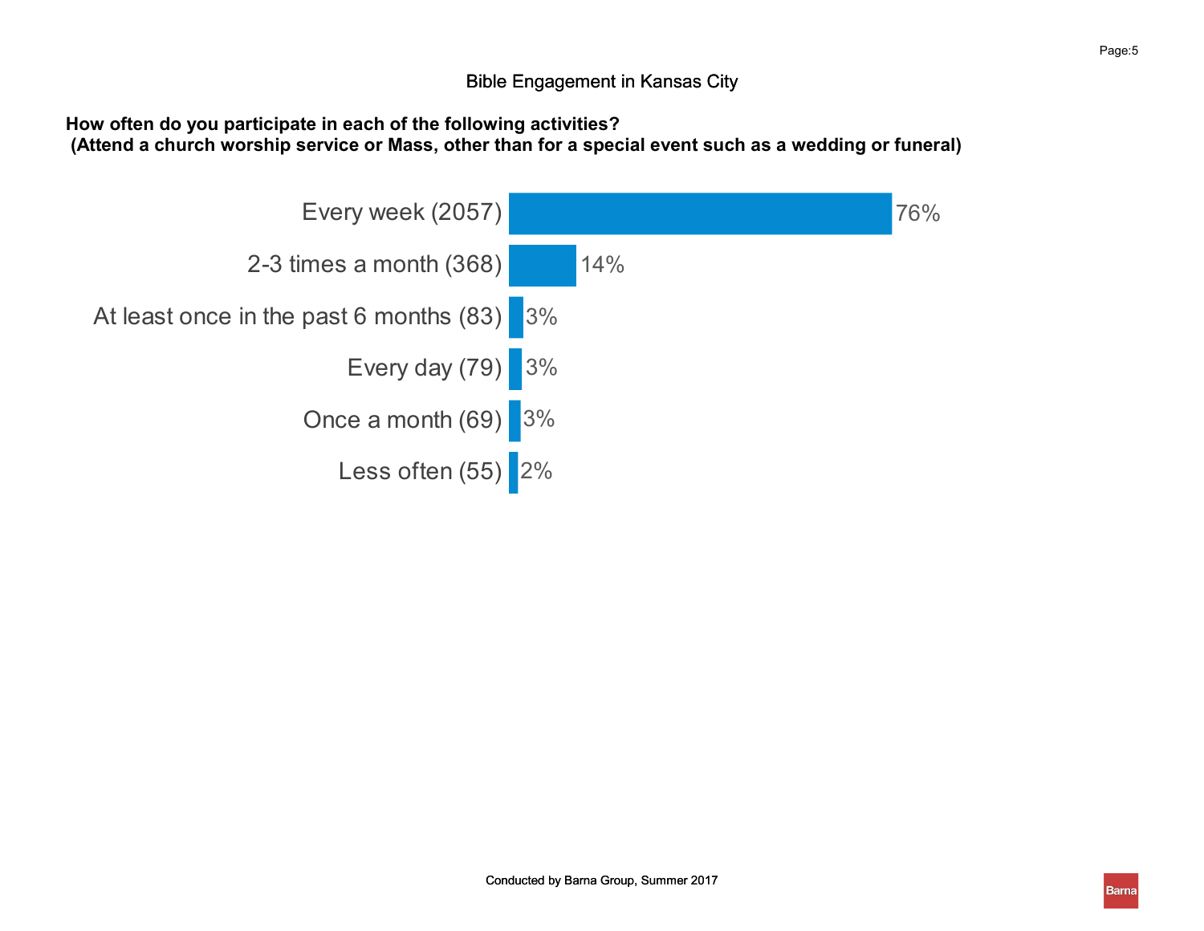Bible Engagement in Kansas City

**How often do you participate in each of the following activities?**
**(Attend a church worship service or Mass, other than for a special event such as a wedding or funeral)**

| Response | Percentage |
|---|---|
| Every week (2057) | 76% |
| 2-3 times a month (368) | 14% |
| At least once in the past 6 months (83) | 3% |
| Every day (79) | 3% |
| Once a month (69) | 3% |
| Less often (55) | 2% |

Conducted by Barna Group, Summer 2017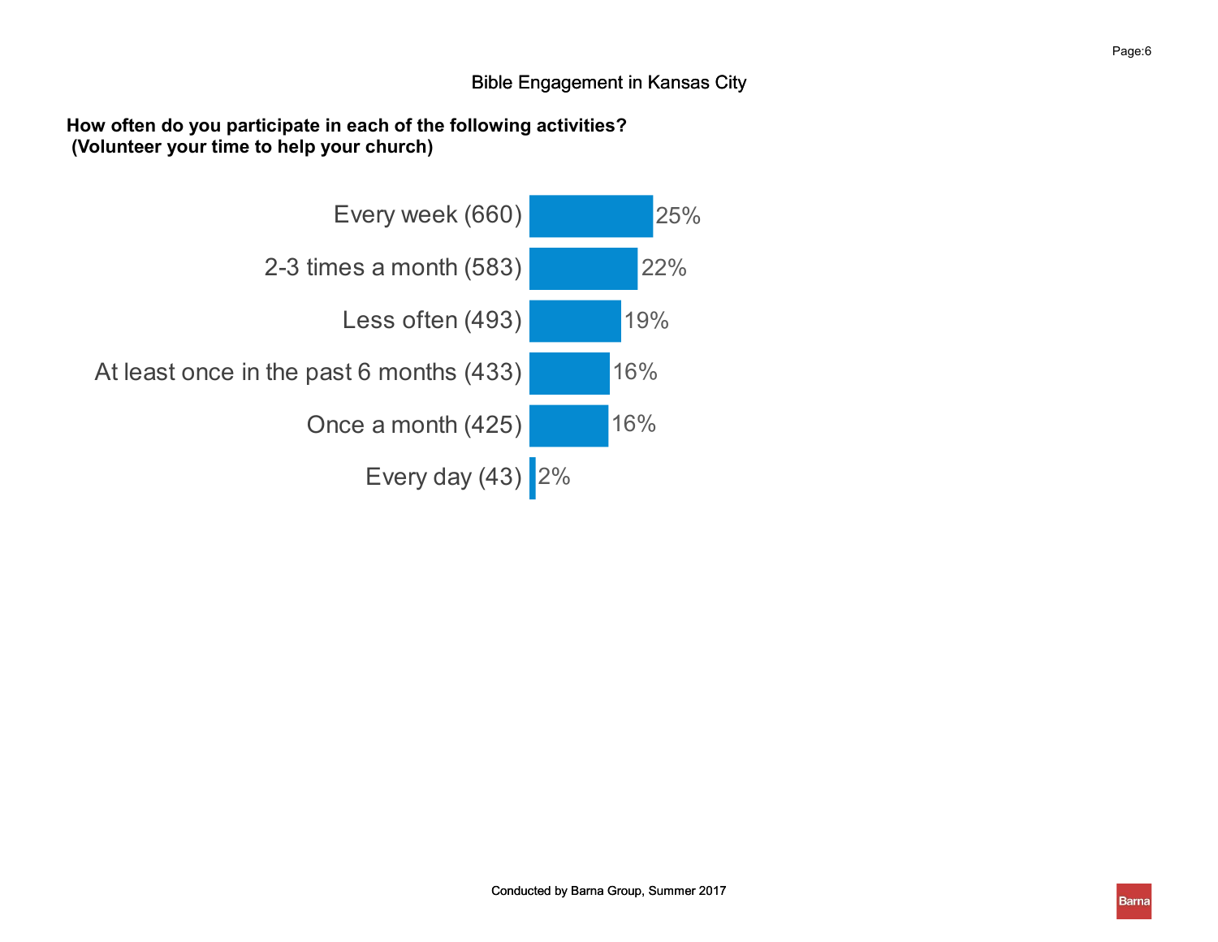## Bible Engagement in Kansas City

**How often do you participate in each of the following activities?**
**(Volunteer your time to help your church)**

| Response | Percentage |
| --- | --- |
| Every week (660) | 25% |
| 2-3 times a month (583) | 22% |
| Less often (493) | 19% |
| At least once in the past 6 months (433) | 16% |
| Once a month (425) | 16% |
| Every day (43) | 2% |

Conducted by Barna Group, Summer 2017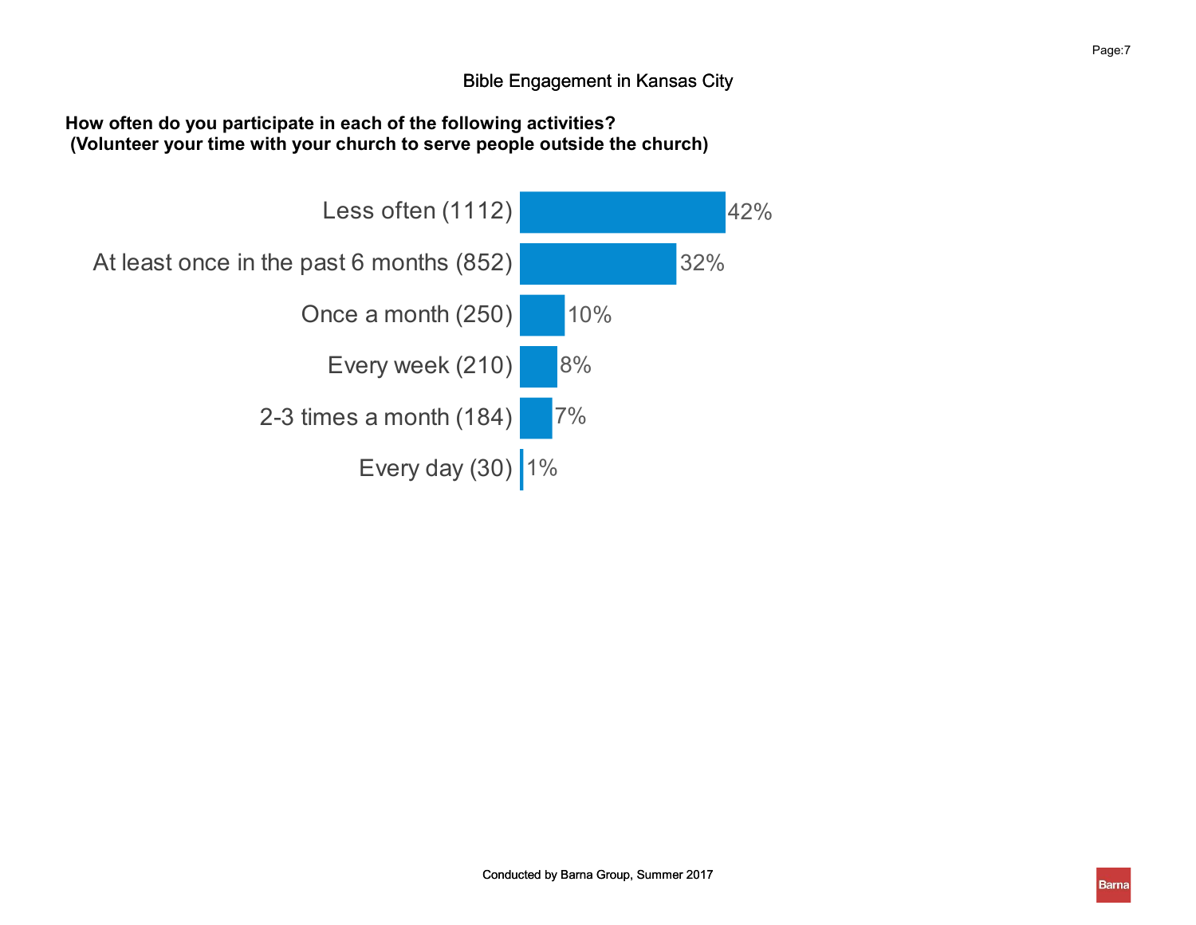## How often do you participate in each of the following activities?
## (Volunteer your time with your church to serve people outside the church)

| Response | Percent |
|---|---|
| Less often (1112) | 42% |
| At least once in the past 6 months (852) | 32% |
| Once a month (250) | 10% |
| Every week (210) | 8% |
| 2-3 times a month (184) | 7% |
| Every day (30) | 1% |

Conducted by Barna Group, Summer 2017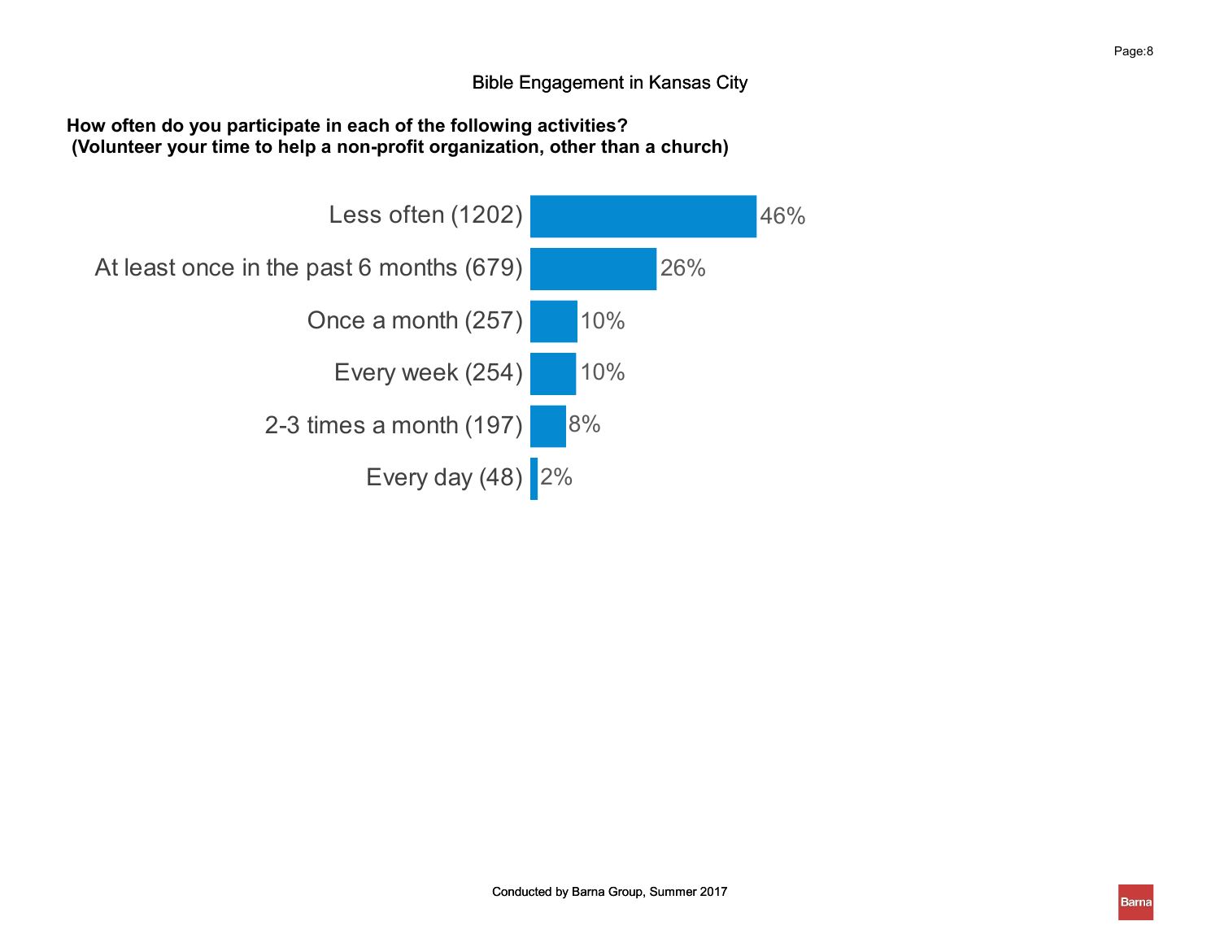Bible Engagement in Kansas City

**How often do you participate in each of the following activities?**
**(Volunteer your time to help a non-profit organization, other than a church)**

| Response | Percent |
|---|---|
| Less often (1202) | 46% |
| At least once in the past 6 months (679) | 26% |
| Once a month (257) | 10% |
| Every week (254) | 10% |
| 2-3 times a month (197) | 8% |
| Every day (48) | 2% |

Conducted by Barna Group, Summer 2017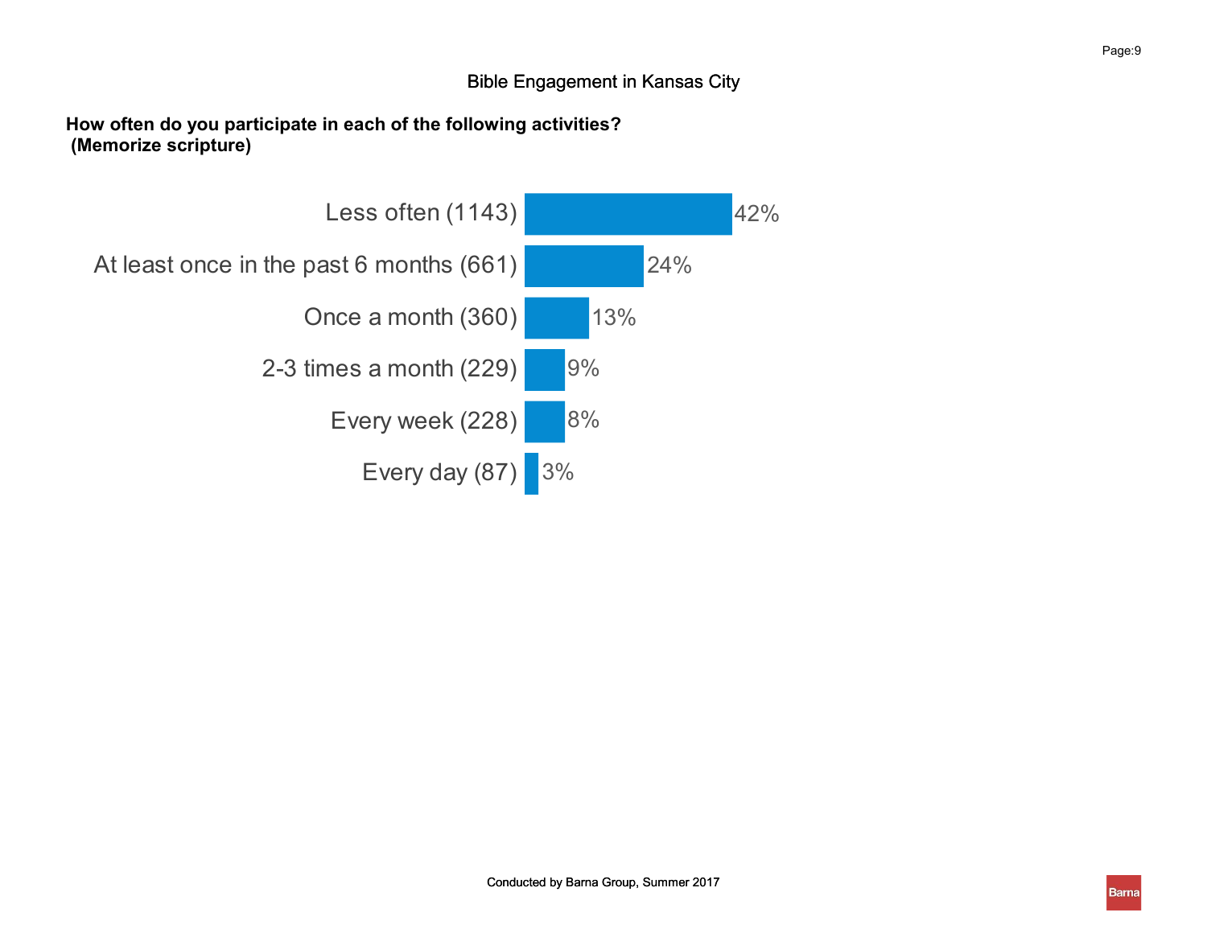## Bible Engagement in Kansas City

**How often do you participate in each of the following activities?**
**(Memorize scripture)**

| Response | Percent |
|---|---|
| Less often (1143) | 42% |
| At least once in the past 6 months (661) | 24% |
| Once a month (360) | 13% |
| 2-3 times a month (229) | 9% |
| Every week (228) | 8% |
| Every day (87) | 3% |

Conducted by Barna Group, Summer 2017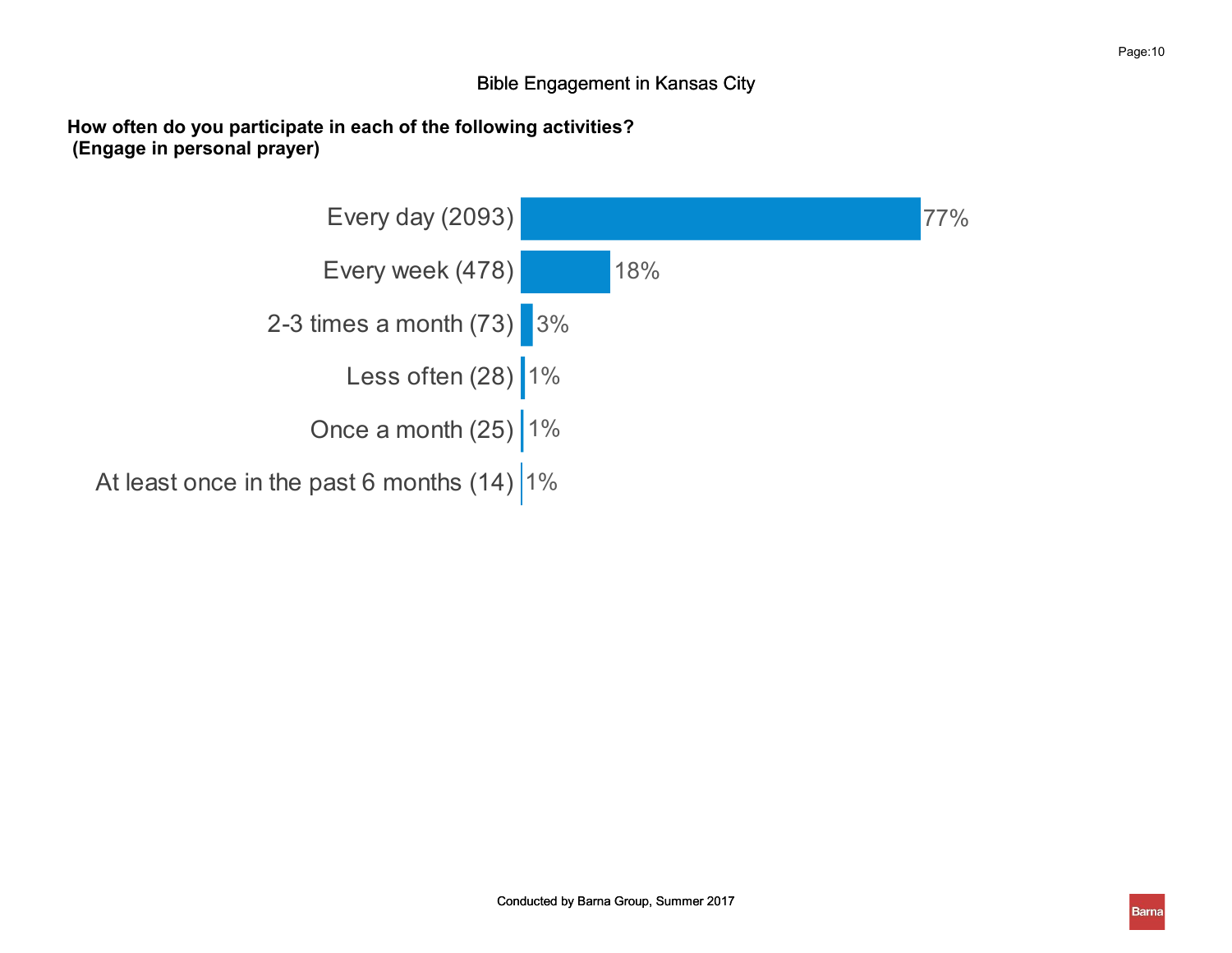## Bible Engagement in Kansas City

**How often do you participate in each of the following activities?**
**(Engage in personal prayer)**

| Response | Percent |
| --- | --- |
| Every day (2093) | 77% |
| Every week (478) | 18% |
| 2-3 times a month (73) | 3% |
| Less often (28) | 1% |
| Once a month (25) | 1% |
| At least once in the past 6 months (14) | 1% |

Conducted by Barna Group, Summer 2017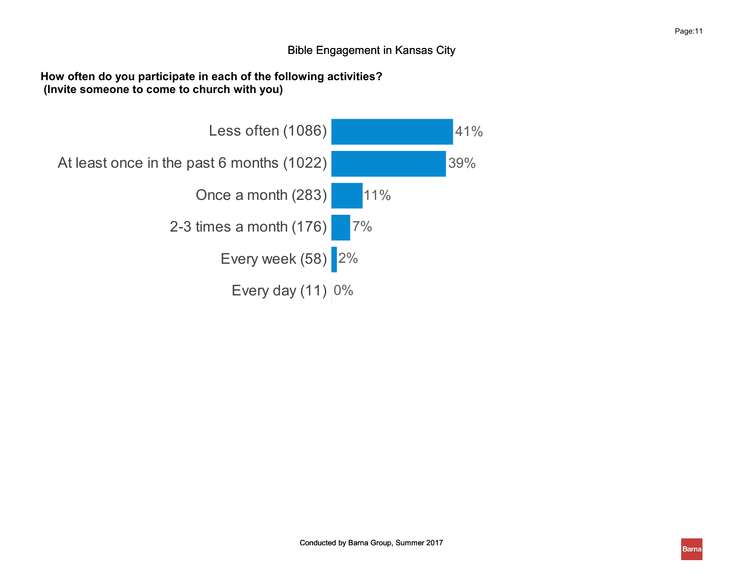## Bible Engagement in Kansas City

**How often do you participate in each of the following activities?**
**(Invite someone to come to church with you)**

| Response | Percentage |
|---|---|
| Less often (1086) | 41% |
| At least once in the past 6 months (1022) | 39% |
| Once a month (283) | 11% |
| 2-3 times a month (176) | 7% |
| Every week (58) | 2% |
| Every day (11) | 0% |

Conducted by Barna Group, Summer 2017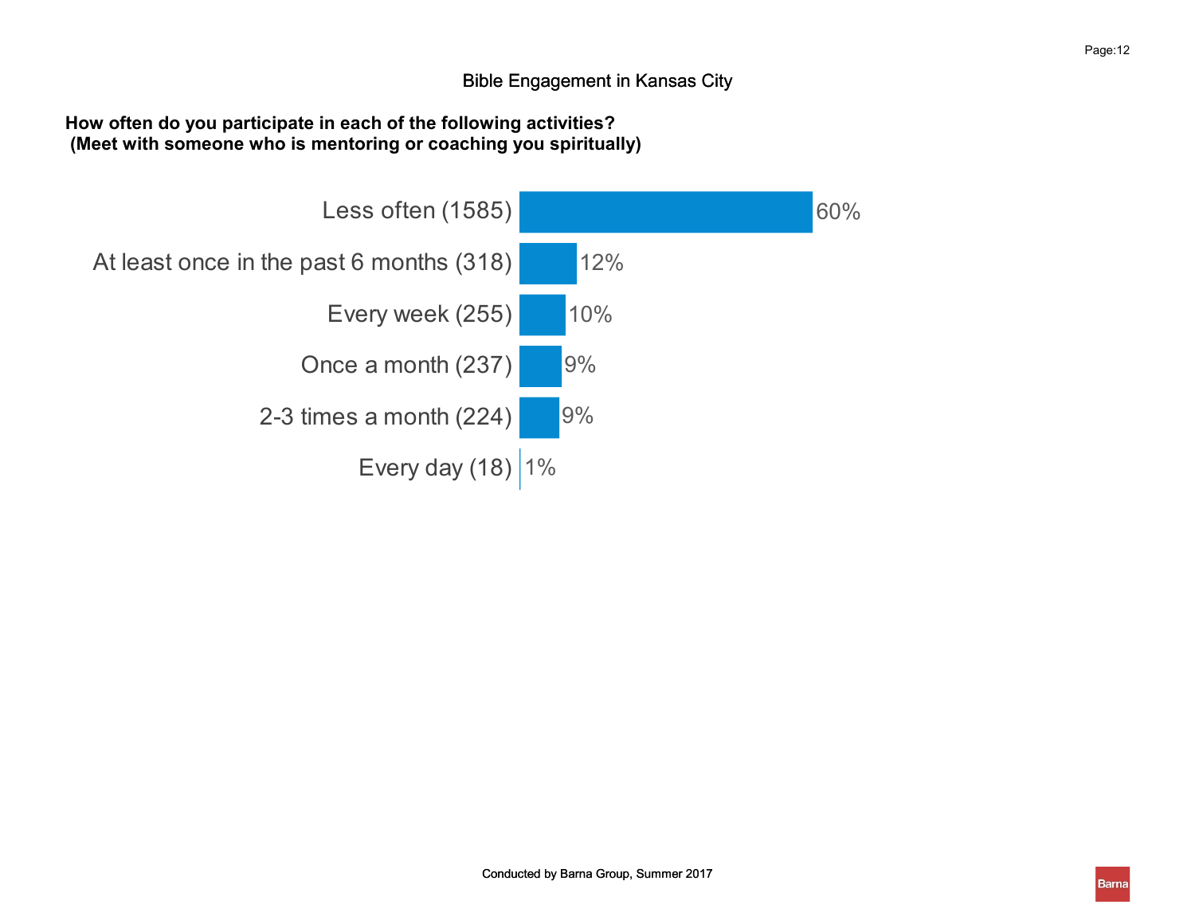Bible Engagement in Kansas City

**How often do you participate in each of the following activities?**
**(Meet with someone who is mentoring or coaching you spiritually)**

| Response | Percent |
|---|---|
| Less often (1585) | 60% |
| At least once in the past 6 months (318) | 12% |
| Every week (255) | 10% |
| Once a month (237) | 9% |
| 2-3 times a month (224) | 9% |
| Every day (18) | 1% |

Conducted by Barna Group, Summer 2017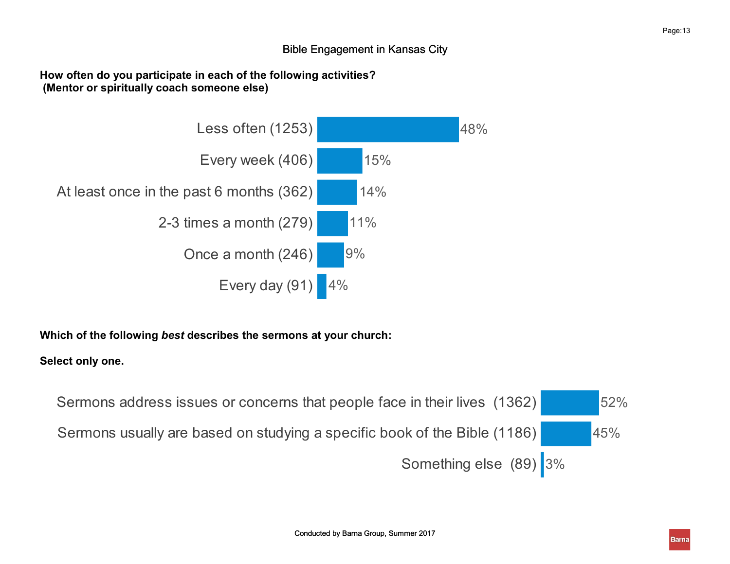## Bible Engagement in Kansas City

**How often do you participate in each of the following activities?**
**(Mentor or spiritually coach someone else)**

| Response | Percent |
| --- | --- |
| Less often (1253) | 48% |
| Every week (406) | 15% |
| At least once in the past 6 months (362) | 14% |
| 2-3 times a month (279) | 11% |
| Once a month (246) | 9% |
| Every day (91) | 4% |

**Which of the following *best* describes the sermons at your church:**

**Select only one.**

| Response | Percent |
| --- | --- |
| Sermons address issues or concerns that people face in their lives (1362) | 52% |
| Sermons usually are based on studying a specific book of the Bible (1186) | 45% |
| Something else (89) | 3% |

Conducted by Barna Group, Summer 2017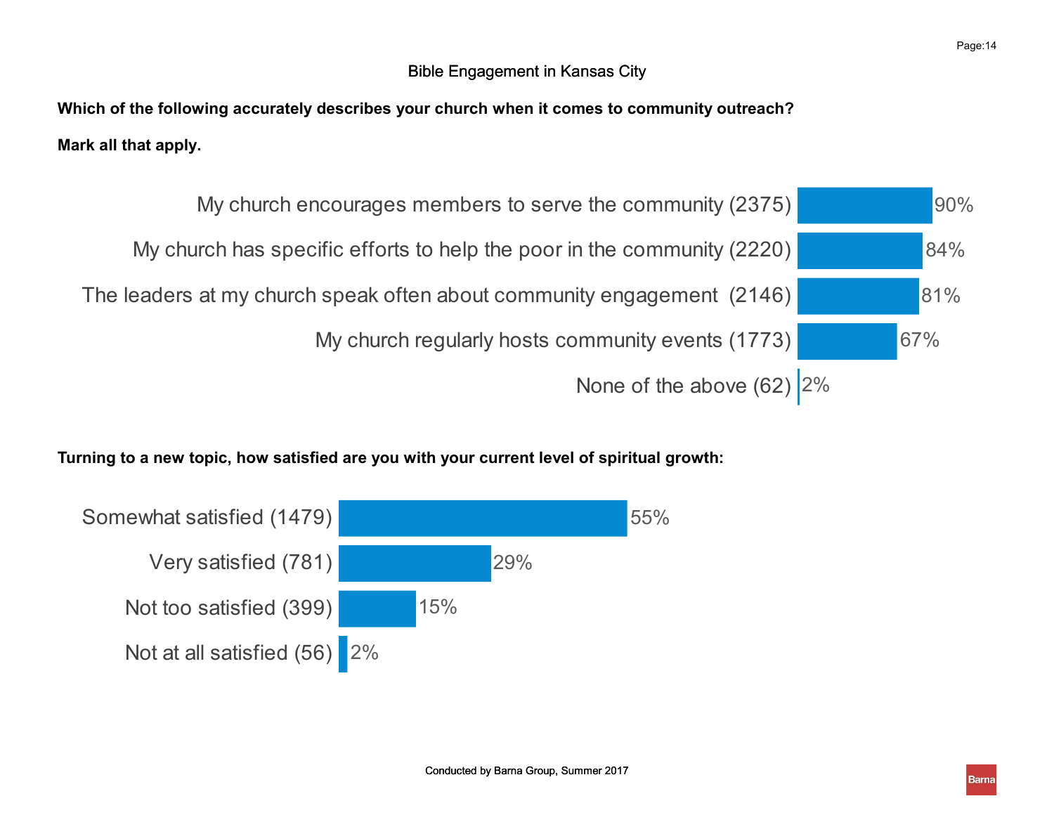Bible Engagement in Kansas City

**Which of the following accurately describes your church when it comes to community outreach?**

**Mark all that apply.**

| Response | Percentage |
|---|---|
| My church encourages members to serve the community (2375) | 90% |
| My church has specific efforts to help the poor in the community (2220) | 84% |
| The leaders at my church speak often about community engagement (2146) | 81% |
| My church regularly hosts community events (1773) | 67% |
| None of the above (62) | 2% |

**Turning to a new topic, how satisfied are you with your current level of spiritual growth:**

| Response | Percentage |
|---|---|
| Somewhat satisfied (1479) | 55% |
| Very satisfied (781) | 29% |
| Not too satisfied (399) | 15% |
| Not at all satisfied (56) | 2% |

Conducted by Barna Group, Summer 2017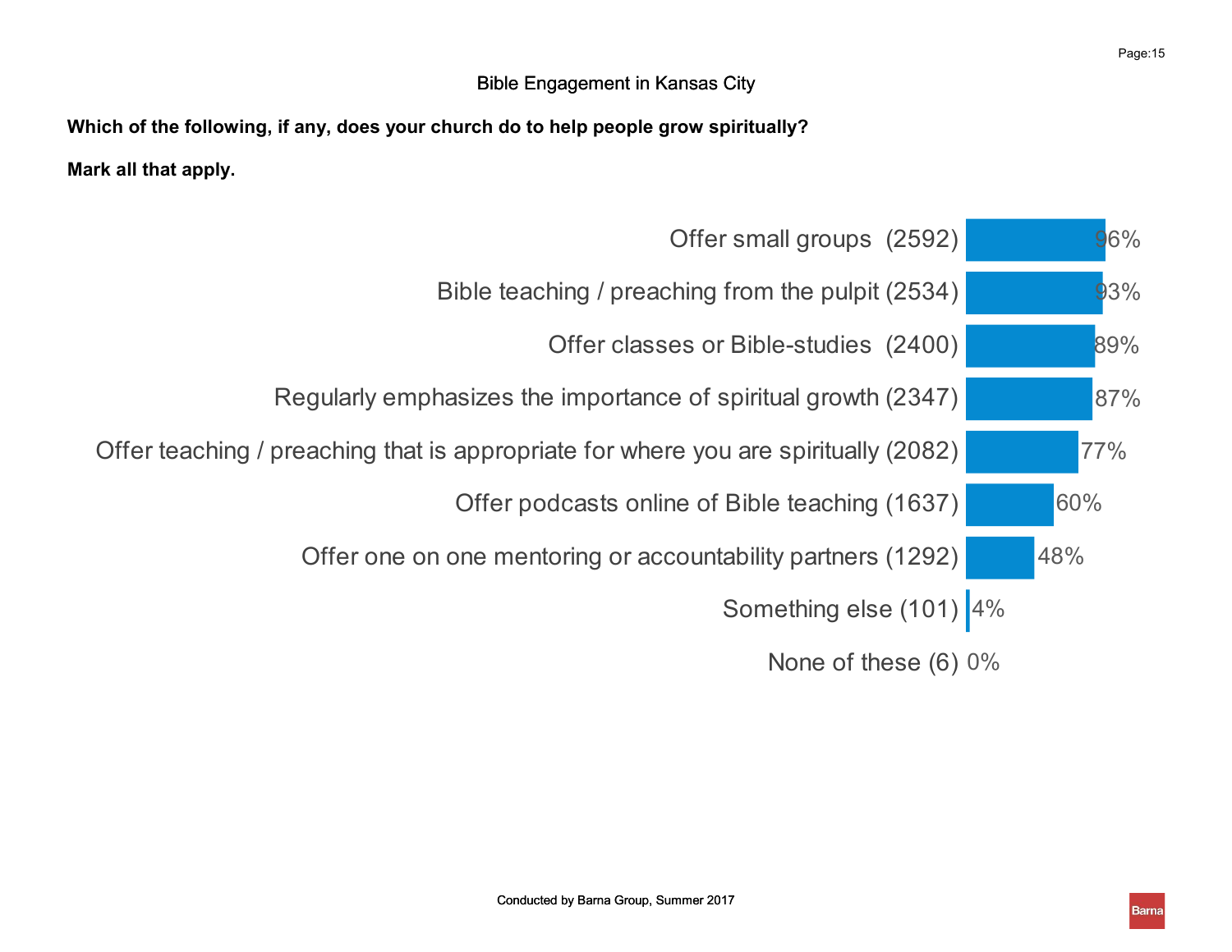## Bible Engagement in Kansas City

**Which of the following, if any, does your church do to help people grow spiritually?**

**Mark all that apply.**

| Response | Percent |
|---|---|
| Offer small groups (2592) | 96% |
| Bible teaching / preaching from the pulpit (2534) | 93% |
| Offer classes or Bible-studies (2400) | 89% |
| Regularly emphasizes the importance of spiritual growth (2347) | 87% |
| Offer teaching / preaching that is appropriate for where you are spiritually (2082) | 77% |
| Offer podcasts online of Bible teaching (1637) | 60% |
| Offer one on one mentoring or accountability partners (1292) | 48% |
| Something else (101) | 4% |
| None of these (6) | 0% |

Conducted by Barna Group, Summer 2017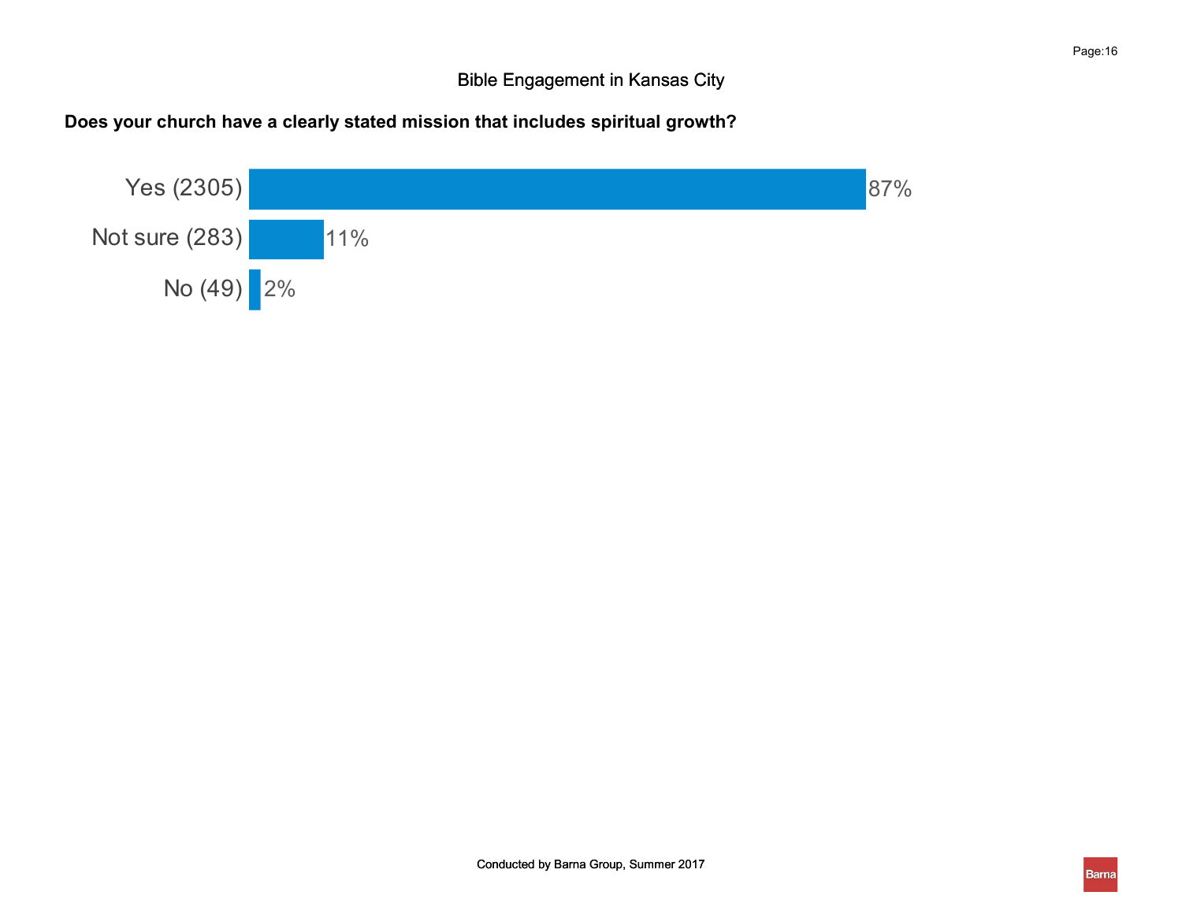## Bible Engagement in Kansas City

**Does your church have a clearly stated mission that includes spiritual growth?**

| Response | Percentage |
|---|---|
| Yes (2305) | 87% |
| Not sure (283) | 11% |
| No (49) | 2% |

Conducted by Barna Group, Summer 2017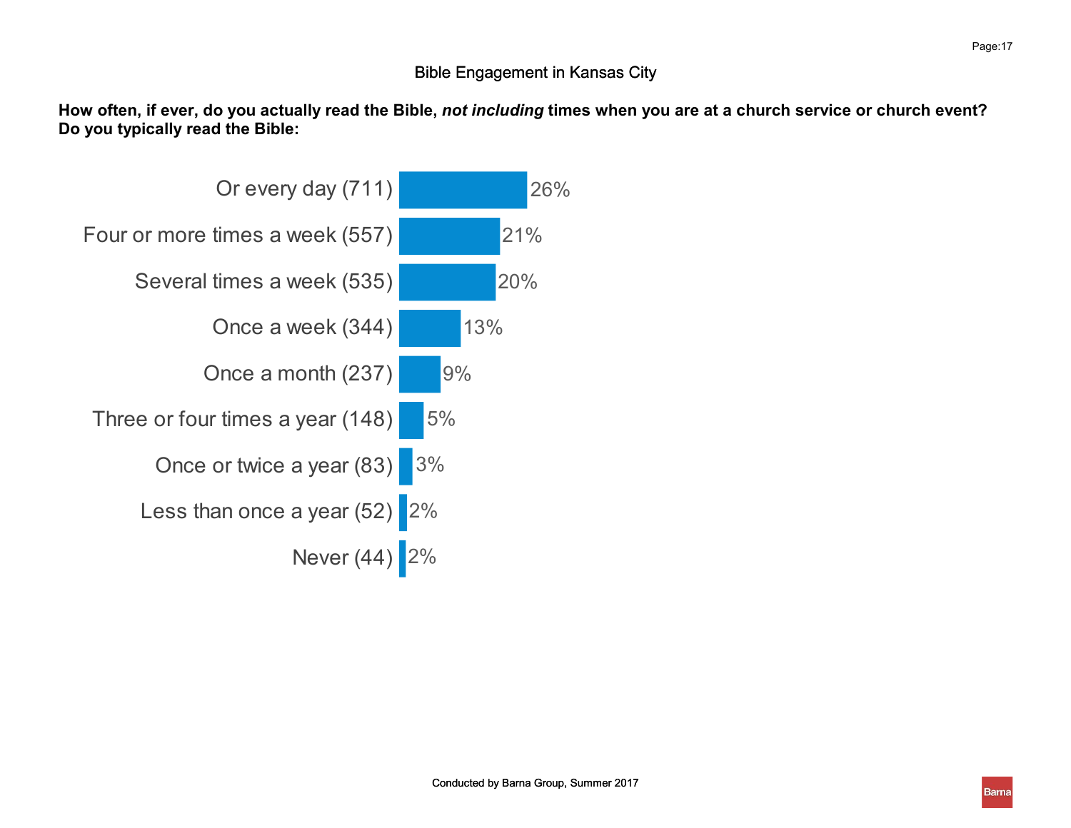## Bible Engagement in Kansas City

**How often, if ever, do you actually read the Bible, *not including* times when you are at a church service or church event? Do you typically read the Bible:**

| Response | Percent |
| --- | --- |
| Or every day (711) | 26% |
| Four or more times a week (557) | 21% |
| Several times a week (535) | 20% |
| Once a week (344) | 13% |
| Once a month (237) | 9% |
| Three or four times a year (148) | 5% |
| Once or twice a year (83) | 3% |
| Less than once a year (52) | 2% |
| Never (44) | 2% |

Conducted by Barna Group, Summer 2017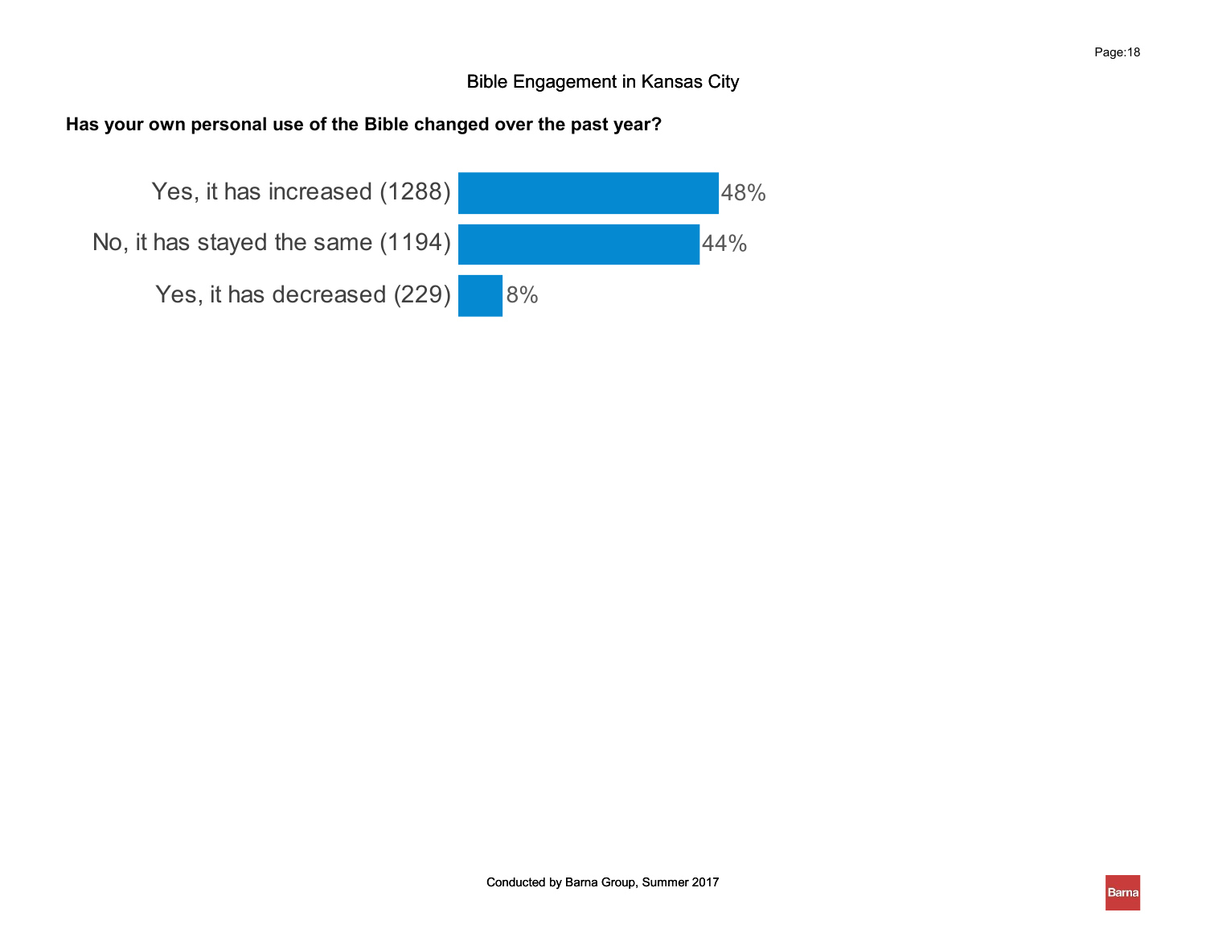Bible Engagement in Kansas City

**Has your own personal use of the Bible changed over the past year?**

| Response | Percentage |
| --- | --- |
| Yes, it has increased (1288) | 48% |
| No, it has stayed the same (1194) | 44% |
| Yes, it has decreased (229) | 8% |

Conducted by Barna Group, Summer 2017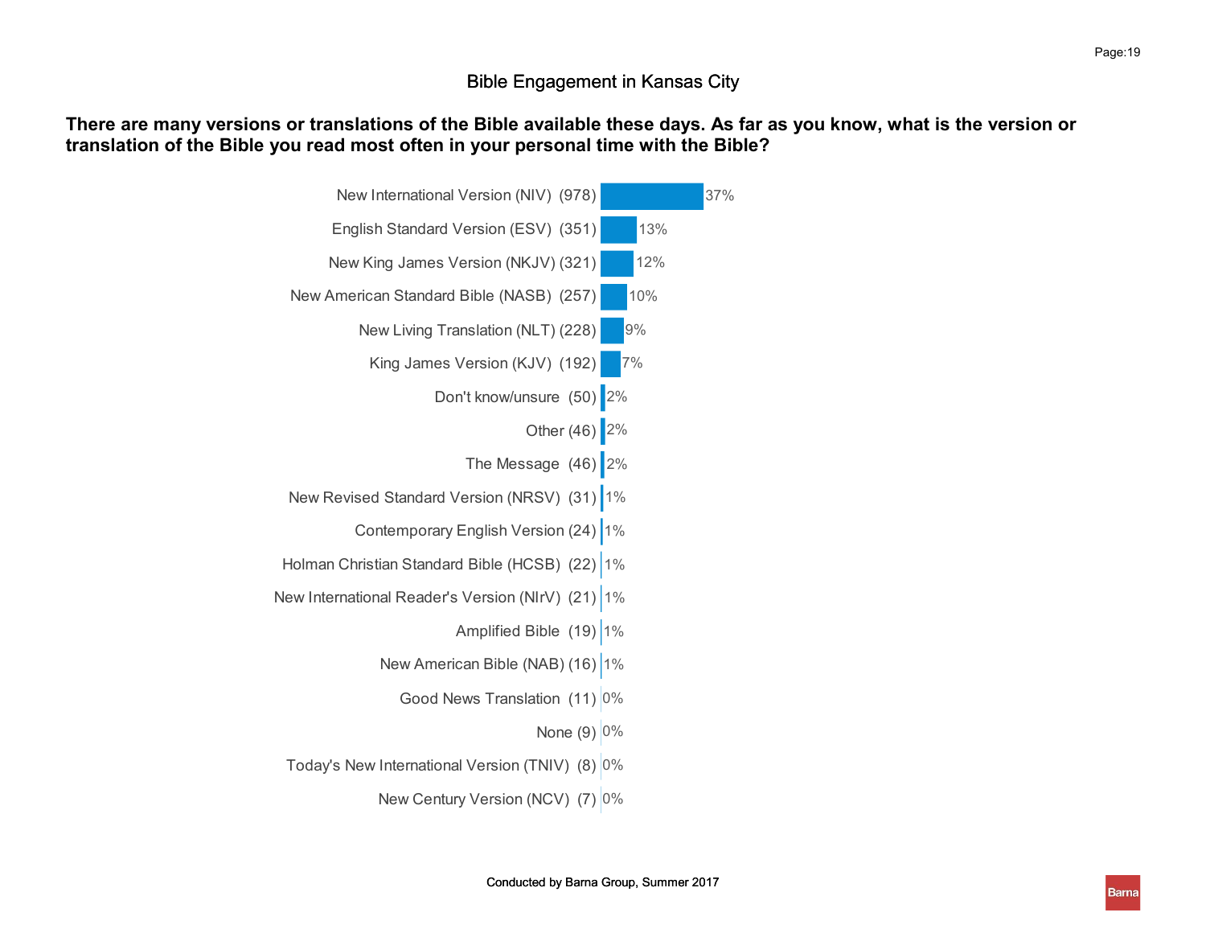## Bible Engagement in Kansas City

**There are many versions or translations of the Bible available these days. As far as you know, what is the version or translation of the Bible you read most often in your personal time with the Bible?**

| Version | n | % |
|---|---|---|
| New International Version (NIV) | 978 | 37% |
| English Standard Version (ESV) | 351 | 13% |
| New King James Version (NKJV) | 321 | 12% |
| New American Standard Bible (NASB) | 257 | 10% |
| New Living Translation (NLT) | 228 | 9% |
| King James Version (KJV) | 192 | 7% |
| Don't know/unsure | 50 | 2% |
| Other | 46 | 2% |
| The Message | 46 | 2% |
| New Revised Standard Version (NRSV) | 31 | 1% |
| Contemporary English Version | 24 | 1% |
| Holman Christian Standard Bible (HCSB) | 22 | 1% |
| New International Reader's Version (NIrV) | 21 | 1% |
| Amplified Bible | 19 | 1% |
| New American Bible (NAB) | 16 | 1% |
| Good News Translation | 11 | 0% |
| None | 9 | 0% |
| Today's New International Version (TNIV) | 8 | 0% |
| New Century Version (NCV) | 7 | 0% |

Conducted by Barna Group, Summer 2017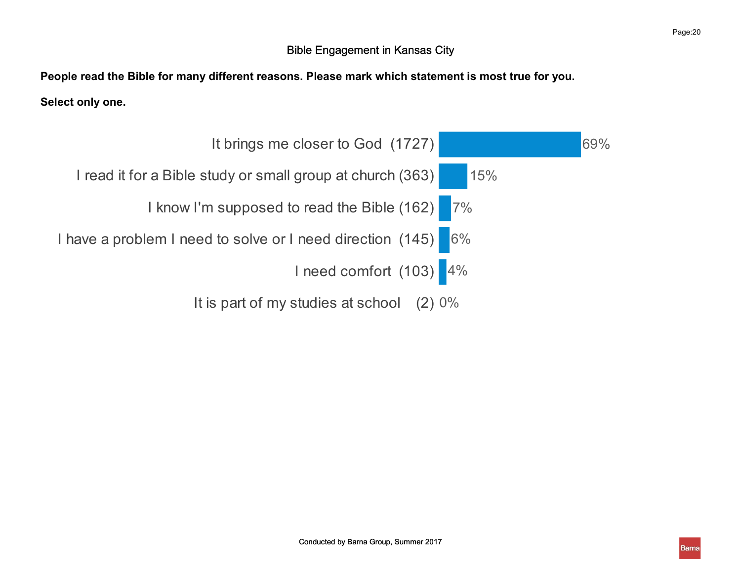Bible Engagement in Kansas City

**People read the Bible for many different reasons. Please mark which statement is most true for you.**

**Select only one.**

| Response | Count | Percent |
|---|---|---|
| It brings me closer to God | (1727) | 69% |
| I read it for a Bible study or small group at church | (363) | 15% |
| I know I'm supposed to read the Bible | (162) | 7% |
| I have a problem I need to solve or I need direction | (145) | 6% |
| I need comfort | (103) | 4% |
| It is part of my studies at school | (2) | 0% |

Conducted by Barna Group, Summer 2017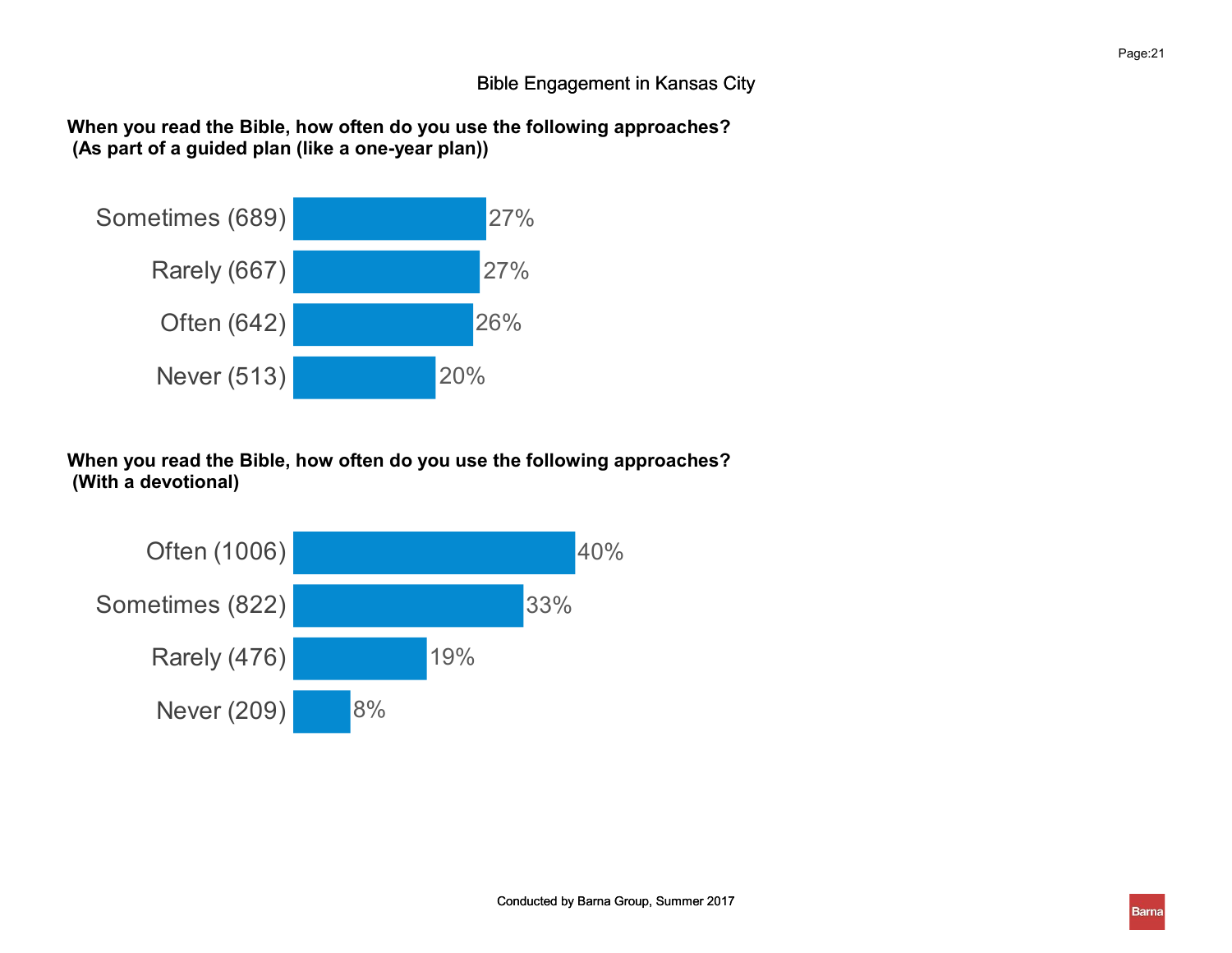Bible Engagement in Kansas City

**When you read the Bible, how often do you use the following approaches?**
**(As part of a guided plan (like a one-year plan))**

| Response | Percent |
|---|---|
| Sometimes (689) | 27% |
| Rarely (667) | 27% |
| Often (642) | 26% |
| Never (513) | 20% |

**When you read the Bible, how often do you use the following approaches?**
**(With a devotional)**

| Response | Percent |
|---|---|
| Often (1006) | 40% |
| Sometimes (822) | 33% |
| Rarely (476) | 19% |
| Never (209) | 8% |

Conducted by Barna Group, Summer 2017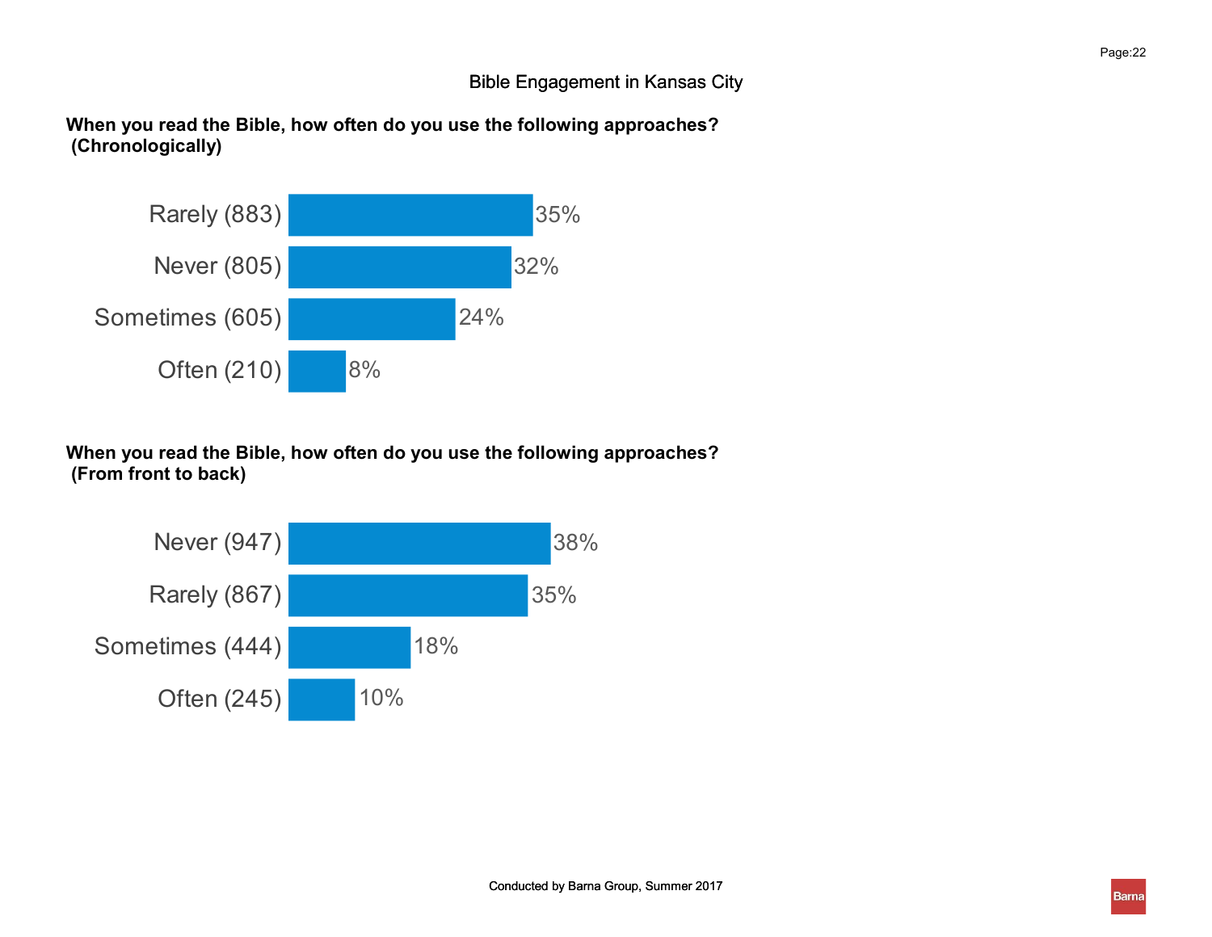# Bible Engagement in Kansas City

**When you read the Bible, how often do you use the following approaches? (Chronologically)**

| Response | Percent |
| --- | --- |
| Rarely (883) | 35% |
| Never (805) | 32% |
| Sometimes (605) | 24% |
| Often (210) | 8% |

**When you read the Bible, how often do you use the following approaches? (From front to back)**

| Response | Percent |
| --- | --- |
| Never (947) | 38% |
| Rarely (867) | 35% |
| Sometimes (444) | 18% |
| Often (245) | 10% |

Conducted by Barna Group, Summer 2017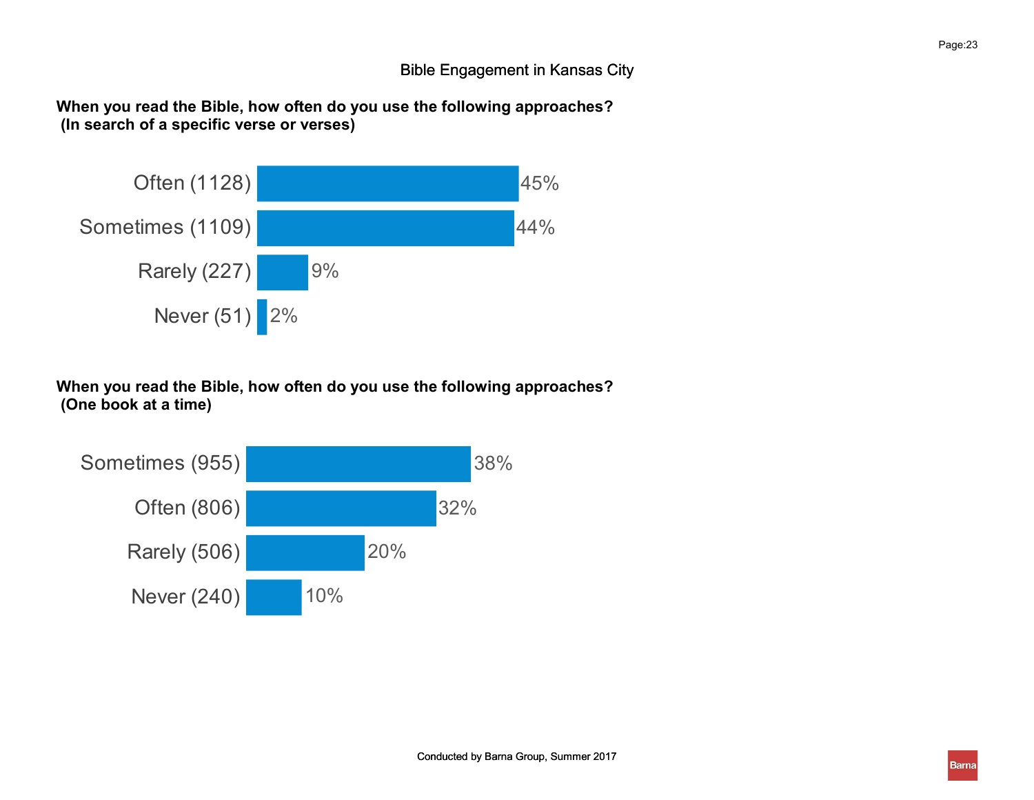# Bible Engagement in Kansas City

**When you read the Bible, how often do you use the following approaches? (In search of a specific verse or verses)**

| Response | Percent |
|---|---|
| Often (1128) | 45% |
| Sometimes (1109) | 44% |
| Rarely (227) | 9% |
| Never (51) | 2% |

**When you read the Bible, how often do you use the following approaches? (One book at a time)**

| Response | Percent |
|---|---|
| Sometimes (955) | 38% |
| Often (806) | 32% |
| Rarely (506) | 20% |
| Never (240) | 10% |

Conducted by Barna Group, Summer 2017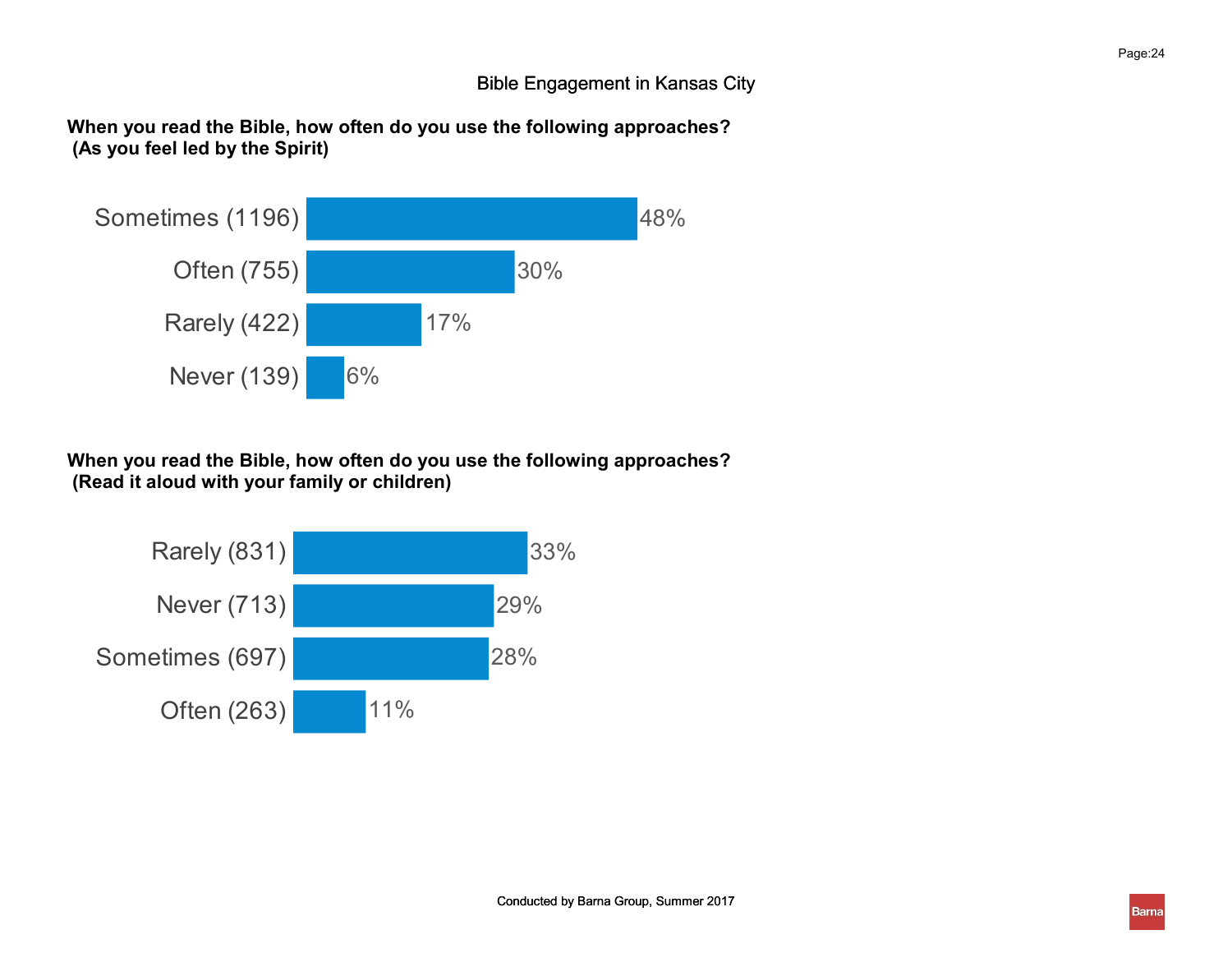# Bible Engagement in Kansas City

**When you read the Bible, how often do you use the following approaches?**
**(As you feel led by the Spirit)**

| Response | Percent |
|---|---|
| Sometimes (1196) | 48% |
| Often (755) | 30% |
| Rarely (422) | 17% |
| Never (139) | 6% |

**When you read the Bible, how often do you use the following approaches?**
**(Read it aloud with your family or children)**

| Response | Percent |
|---|---|
| Rarely (831) | 33% |
| Never (713) | 29% |
| Sometimes (697) | 28% |
| Often (263) | 11% |

Conducted by Barna Group, Summer 2017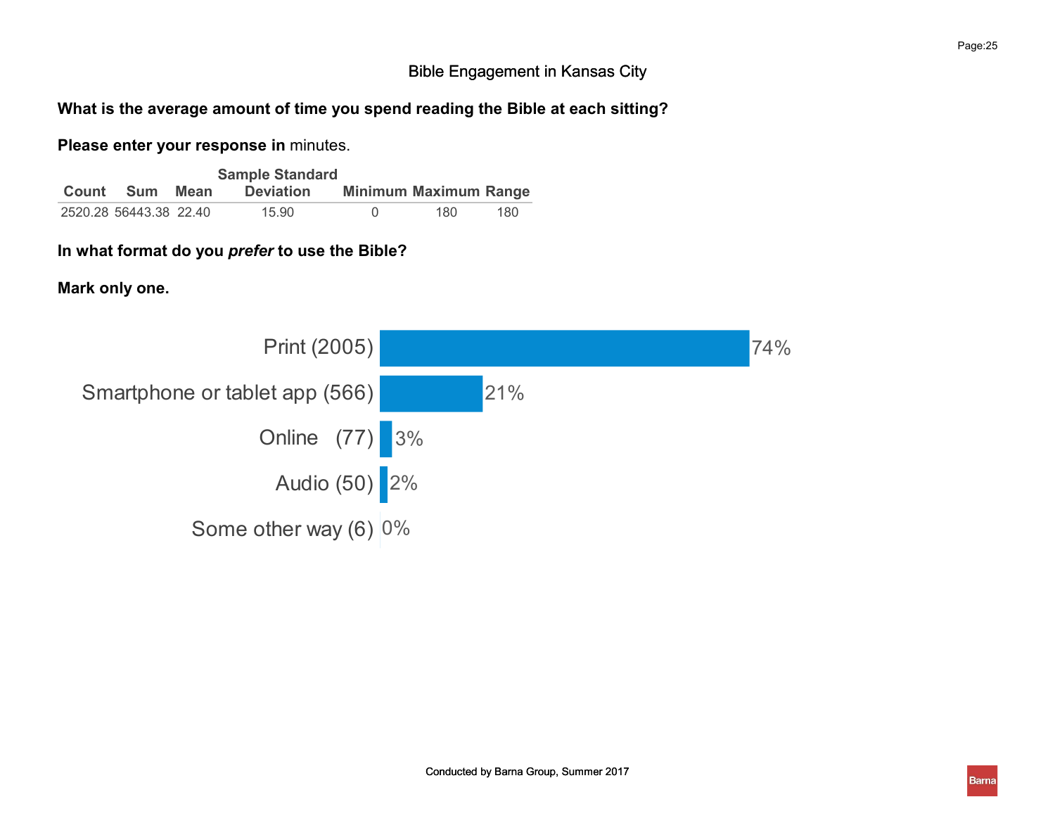**What is the average amount of time you spend reading the Bible at each sitting?**

**Please enter your response in** minutes.

| Count | Sum | Mean | Sample Standard Deviation | Minimum | Maximum | Range |
|---|---|---|---|---|---|---|
| 2520.28 | 56443.38 | 22.40 | 15.90 | 0 | 180 | 180 |

**In what format do you *prefer* to use the Bible?**

**Mark only one.**

| Format | Percent |
|---|---|
| Print (2005) | 74% |
| Smartphone or tablet app (566) | 21% |
| Online (77) | 3% |
| Audio (50) | 2% |
| Some other way (6) | 0% |

Conducted by Barna Group, Summer 2017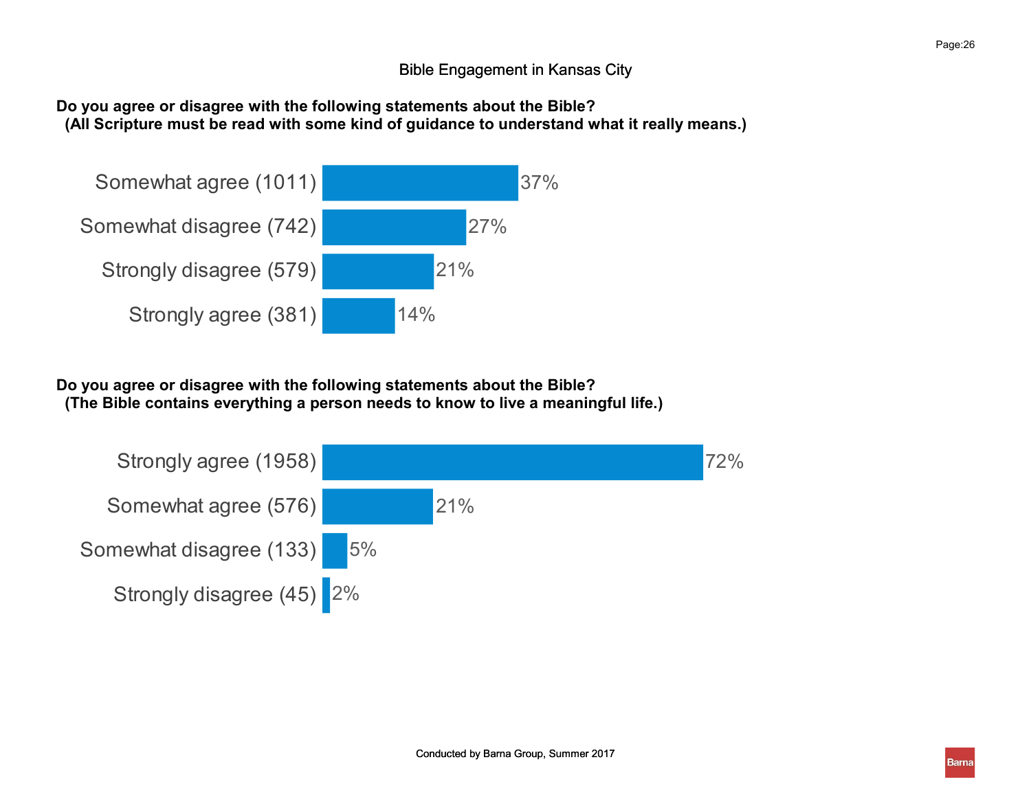## Bible Engagement in Kansas City

**Do you agree or disagree with the following statements about the Bible?**
**(All Scripture must be read with some kind of guidance to understand what it really means.)**

| Response | Percent |
|---|---|
| Somewhat agree (1011) | 37% |
| Somewhat disagree (742) | 27% |
| Strongly disagree (579) | 21% |
| Strongly agree (381) | 14% |

**Do you agree or disagree with the following statements about the Bible?**
**(The Bible contains everything a person needs to know to live a meaningful life.)**

| Response | Percent |
|---|---|
| Strongly agree (1958) | 72% |
| Somewhat agree (576) | 21% |
| Somewhat disagree (133) | 5% |
| Strongly disagree (45) | 2% |

Conducted by Barna Group, Summer 2017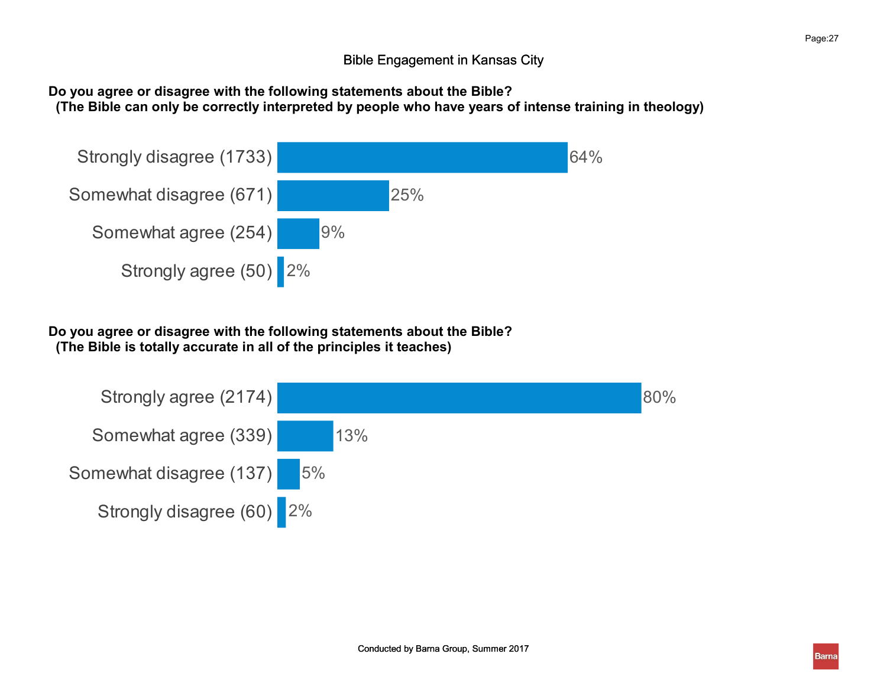## Bible Engagement in Kansas City

**Do you agree or disagree with the following statements about the Bible?**
**(The Bible can only be correctly interpreted by people who have years of intense training in theology)**

| Response | Percent |
| --- | --- |
| Strongly disagree (1733) | 64% |
| Somewhat disagree (671) | 25% |
| Somewhat agree (254) | 9% |
| Strongly agree (50) | 2% |

**Do you agree or disagree with the following statements about the Bible?**
**(The Bible is totally accurate in all of the principles it teaches)**

| Response | Percent |
| --- | --- |
| Strongly agree (2174) | 80% |
| Somewhat agree (339) | 13% |
| Somewhat disagree (137) | 5% |
| Strongly disagree (60) | 2% |

Conducted by Barna Group, Summer 2017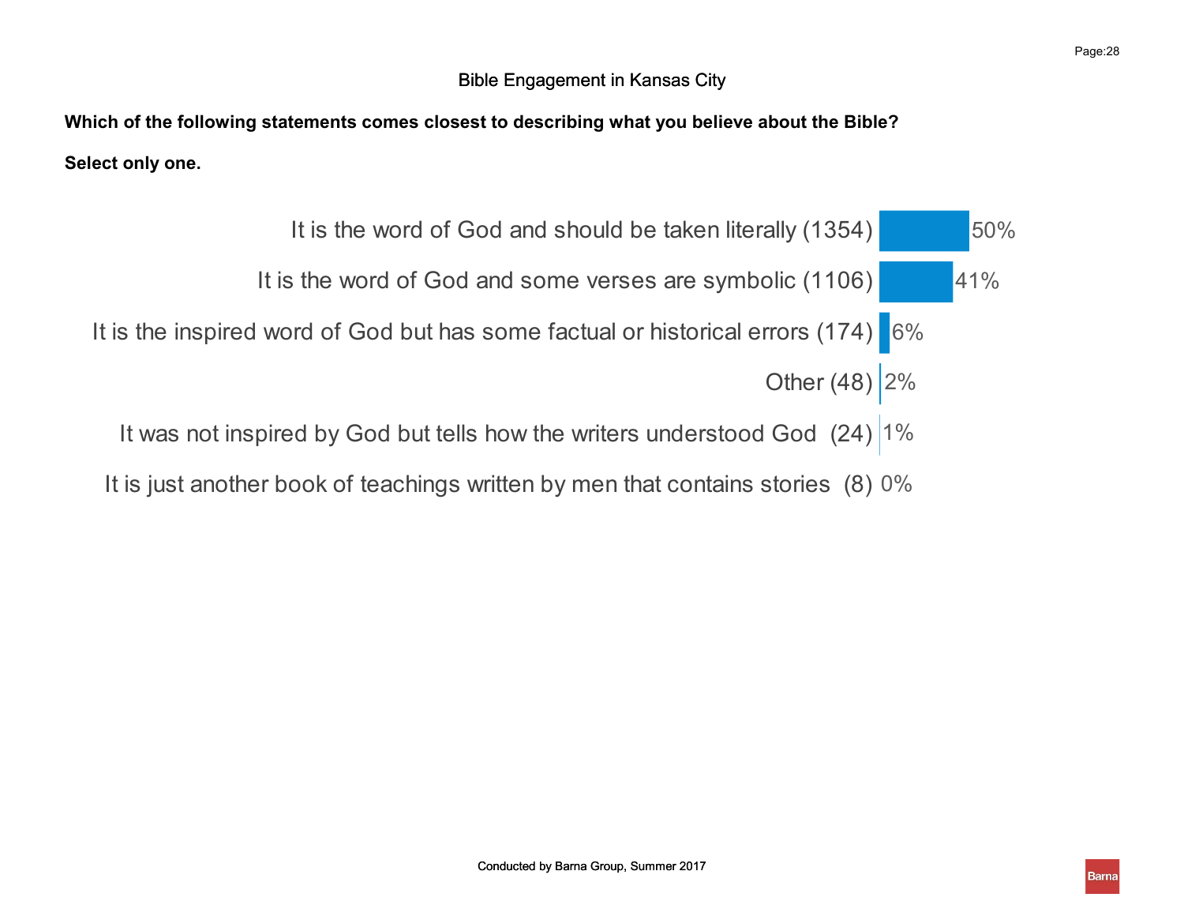Bible Engagement in Kansas City

**Which of the following statements comes closest to describing what you believe about the Bible?**

**Select only one.**

| Statement | Percent |
|---|---|
| It is the word of God and should be taken literally (1354) | 50% |
| It is the word of God and some verses are symbolic (1106) | 41% |
| It is the inspired word of God but has some factual or historical errors (174) | 6% |
| Other (48) | 2% |
| It was not inspired by God but tells how the writers understood God (24) | 1% |
| It is just another book of teachings written by men that contains stories (8) | 0% |

Conducted by Barna Group, Summer 2017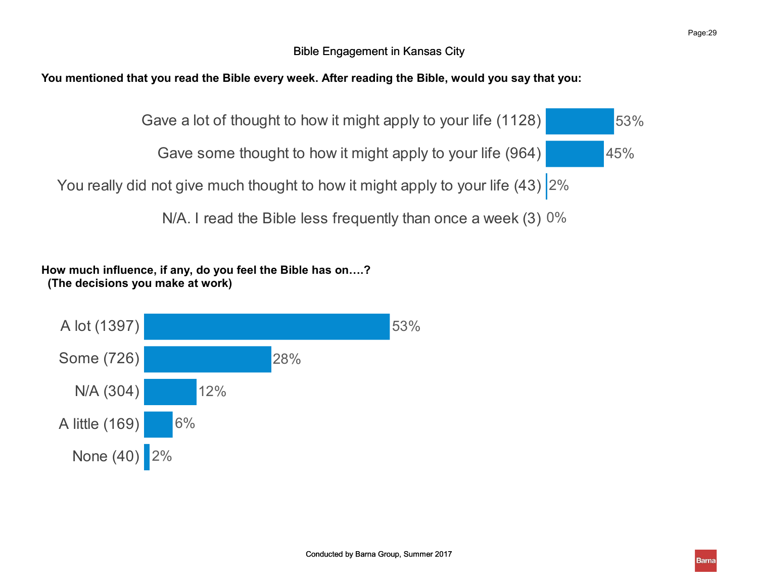## Bible Engagement in Kansas City

**You mentioned that you read the Bible every week. After reading the Bible, would you say that you:**

| Response | % |
|---|---|
| Gave a lot of thought to how it might apply to your life (1128) | 53% |
| Gave some thought to how it might apply to your life (964) | 45% |
| You really did not give much thought to how it might apply to your life (43) | 2% |
| N/A. I read the Bible less frequently than once a week (3) | 0% |

**How much influence, if any, do you feel the Bible has on….? (The decisions you make at work)**

| Response | % |
|---|---|
| A lot (1397) | 53% |
| Some (726) | 28% |
| N/A (304) | 12% |
| A little (169) | 6% |
| None (40) | 2% |

Conducted by Barna Group, Summer 2017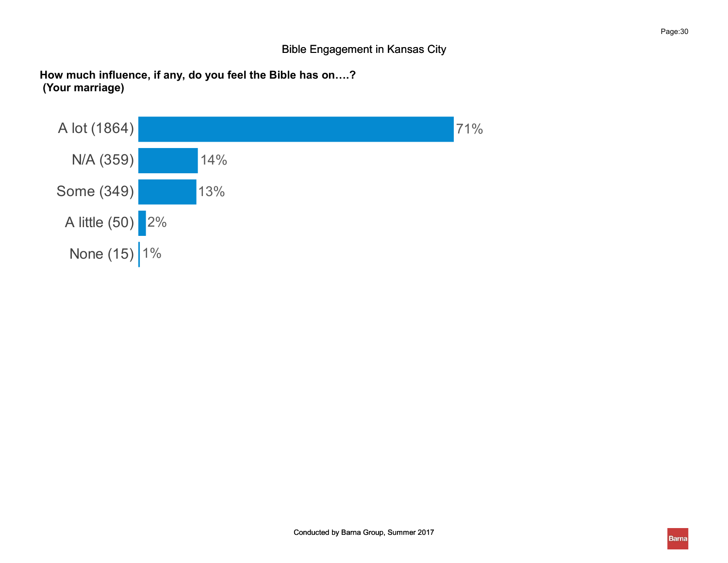Bible Engagement in Kansas City

**How much influence, if any, do you feel the Bible has on….?**
**(Your marriage)**

| Response | Percent |
|---|---|
| A lot (1864) | 71% |
| N/A (359) | 14% |
| Some (349) | 13% |
| A little (50) | 2% |
| None (15) | 1% |

Conducted by Barna Group, Summer 2017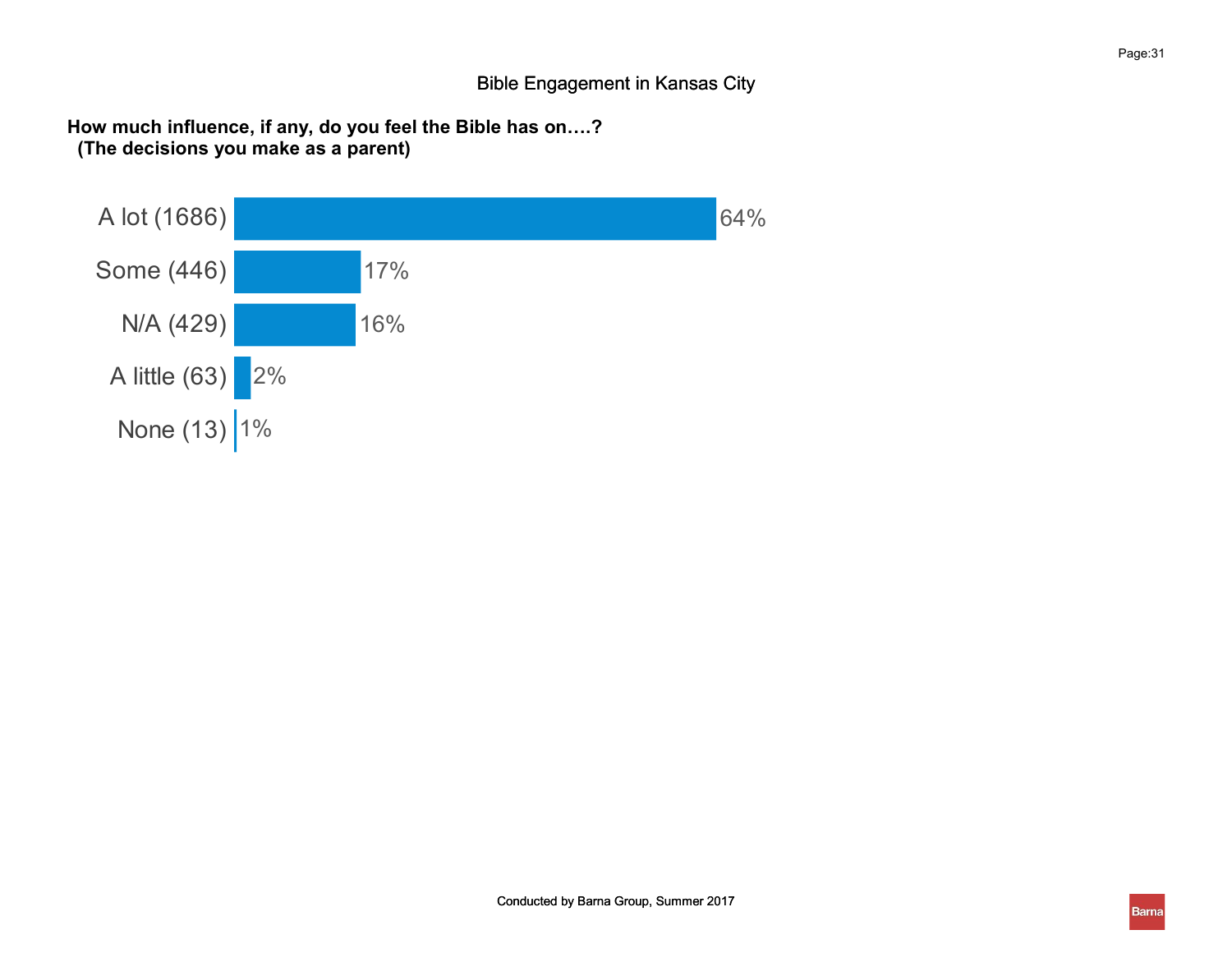## Bible Engagement in Kansas City

**How much influence, if any, do you feel the Bible has on….?**
**(The decisions you make as a parent)**

| Response | Percentage |
|---|---|
| A lot (1686) | 64% |
| Some (446) | 17% |
| N/A (429) | 16% |
| A little (63) | 2% |
| None (13) | 1% |

Conducted by Barna Group, Summer 2017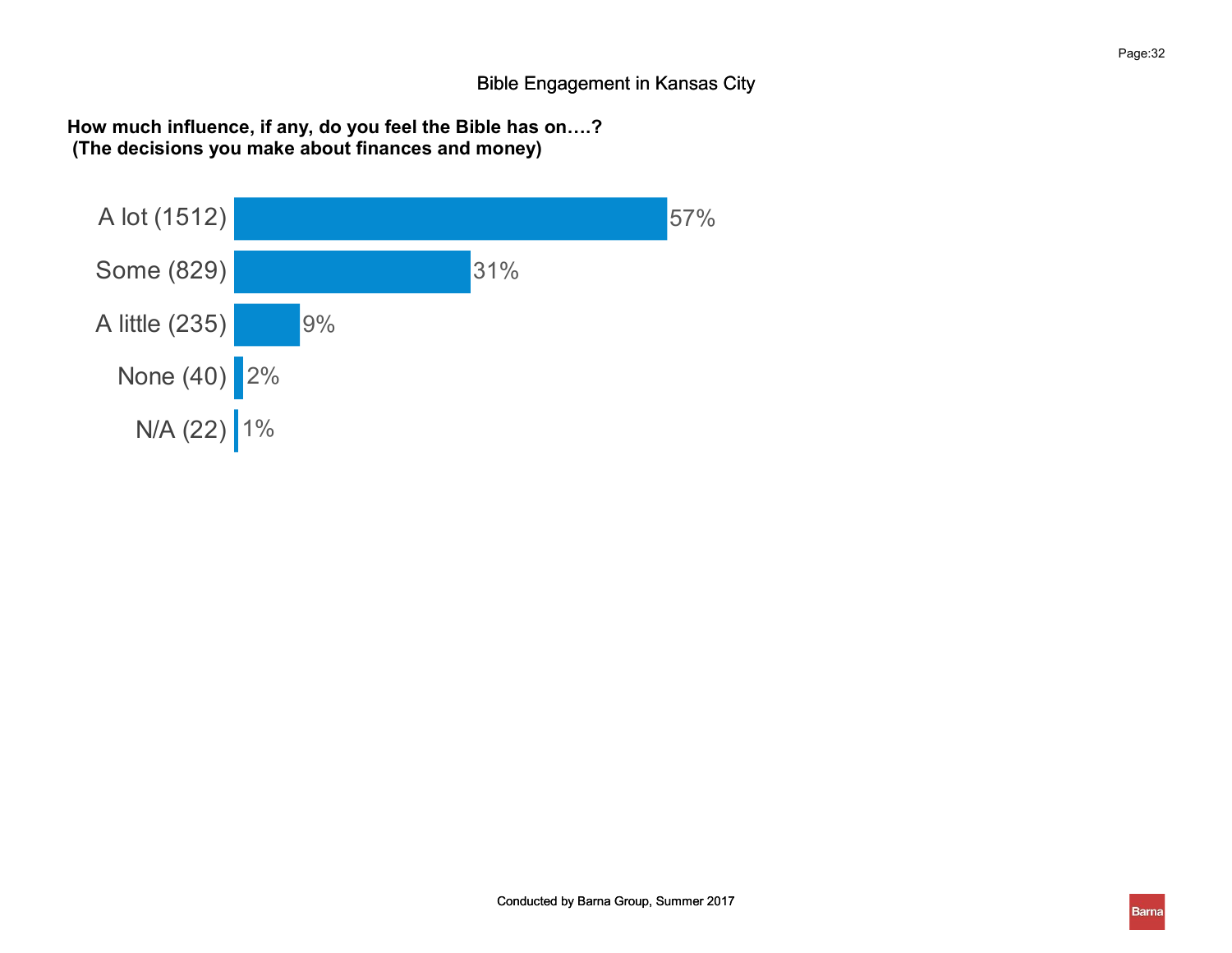# Bible Engagement in Kansas City

**How much influence, if any, do you feel the Bible has on….?**
**(The decisions you make about finances and money)**

| Response | Percent |
|---|---|
| A lot (1512) | 57% |
| Some (829) | 31% |
| A little (235) | 9% |
| None (40) | 2% |
| N/A (22) | 1% |

Conducted by Barna Group, Summer 2017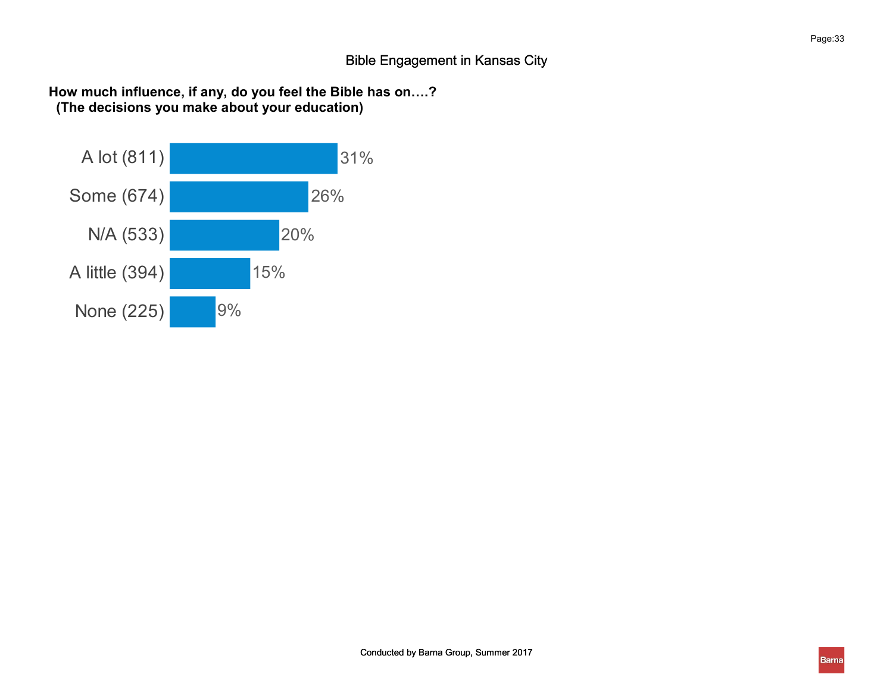Bible Engagement in Kansas City

**How much influence, if any, do you feel the Bible has on….?
(The decisions you make about your education)**

| Response | Percent |
|---|---|
| A lot (811) | 31% |
| Some (674) | 26% |
| N/A (533) | 20% |
| A little (394) | 15% |
| None (225) | 9% |

Conducted by Barna Group, Summer 2017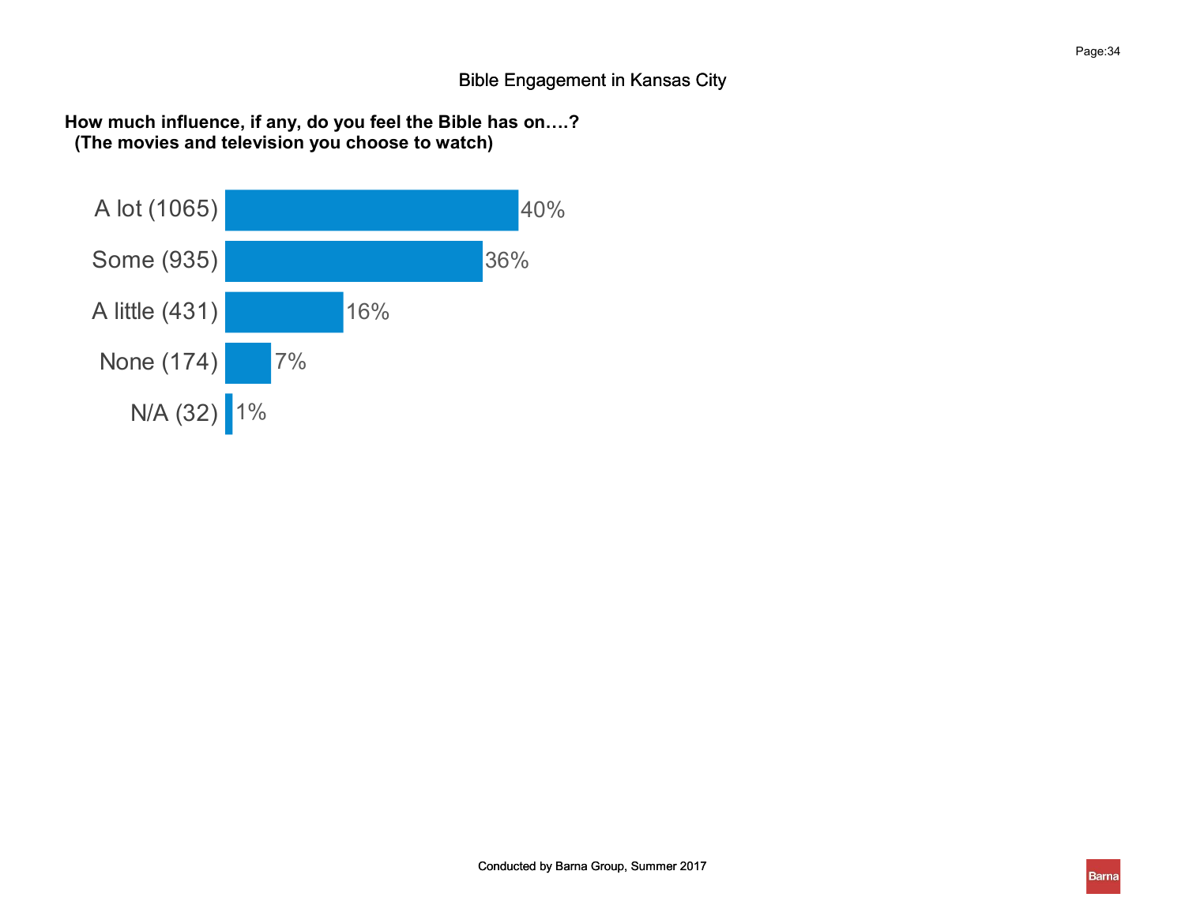Bible Engagement in Kansas City

**How much influence, if any, do you feel the Bible has on….?**
**(The movies and television you choose to watch)**

| Response | Percentage |
| --- | --- |
| A lot (1065) | 40% |
| Some (935) | 36% |
| A little (431) | 16% |
| None (174) | 7% |
| N/A (32) | 1% |

Conducted by Barna Group, Summer 2017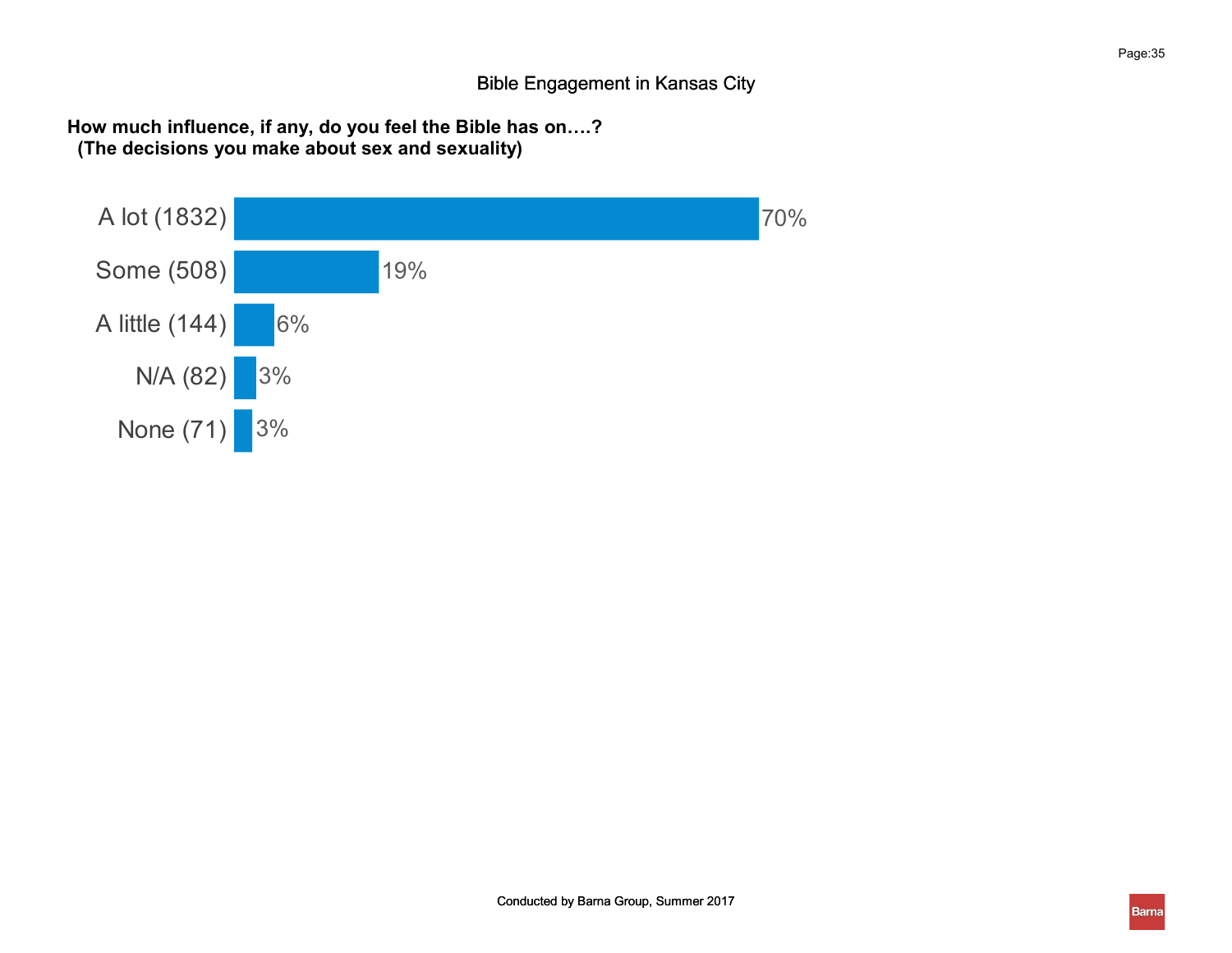# Bible Engagement in Kansas City

**How much influence, if any, do you feel the Bible has on….?**
**(The decisions you make about sex and sexuality)**

| Response | Percentage |
|---|---|
| A lot (1832) | 70% |
| Some (508) | 19% |
| A little (144) | 6% |
| N/A (82) | 3% |
| None (71) | 3% |

Conducted by Barna Group, Summer 2017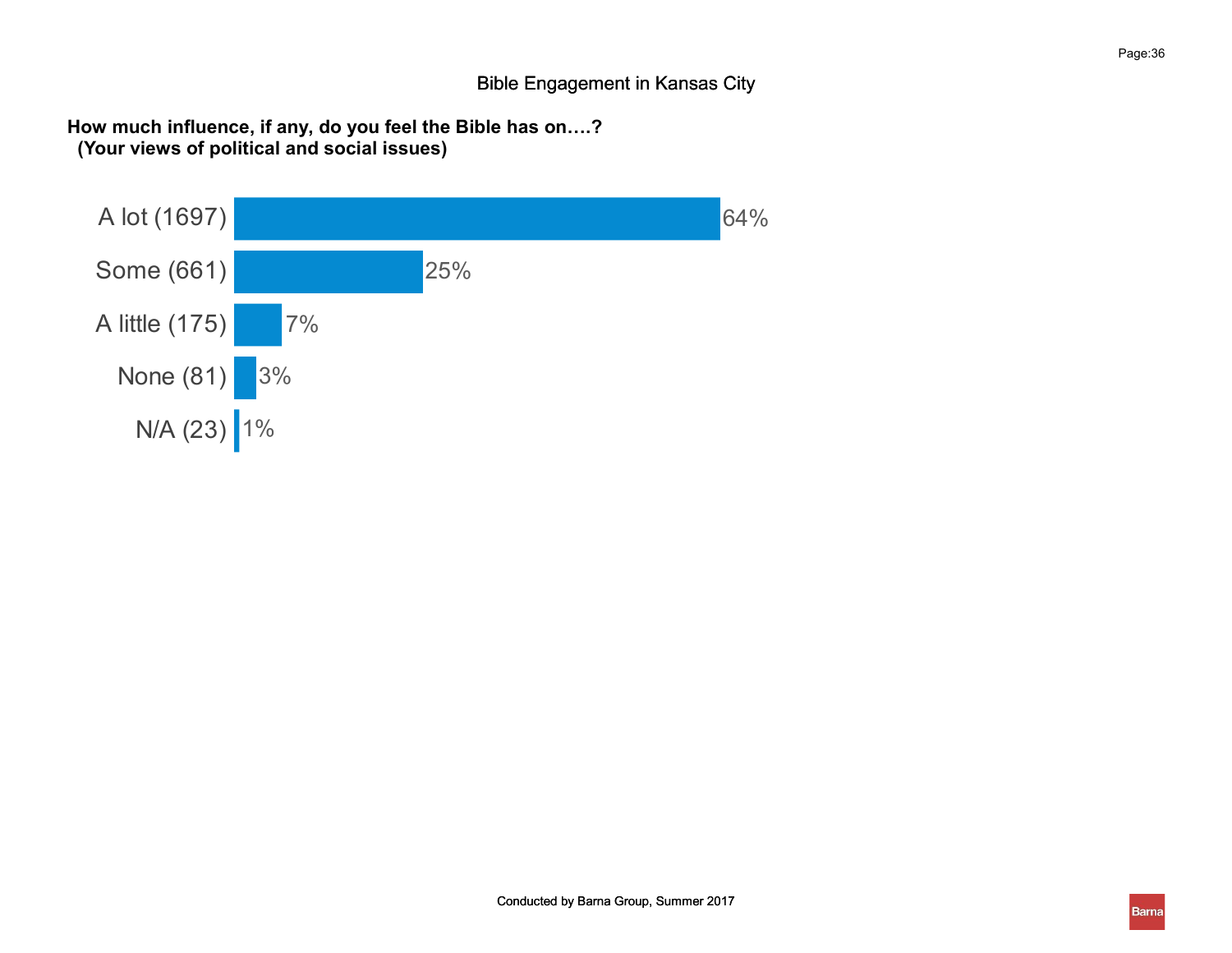Bible Engagement in Kansas City

**How much influence, if any, do you feel the Bible has on….?**
**(Your views of political and social issues)**

| Response | Percentage |
|---|---|
| A lot (1697) | 64% |
| Some (661) | 25% |
| A little (175) | 7% |
| None (81) | 3% |
| N/A (23) | 1% |

Conducted by Barna Group, Summer 2017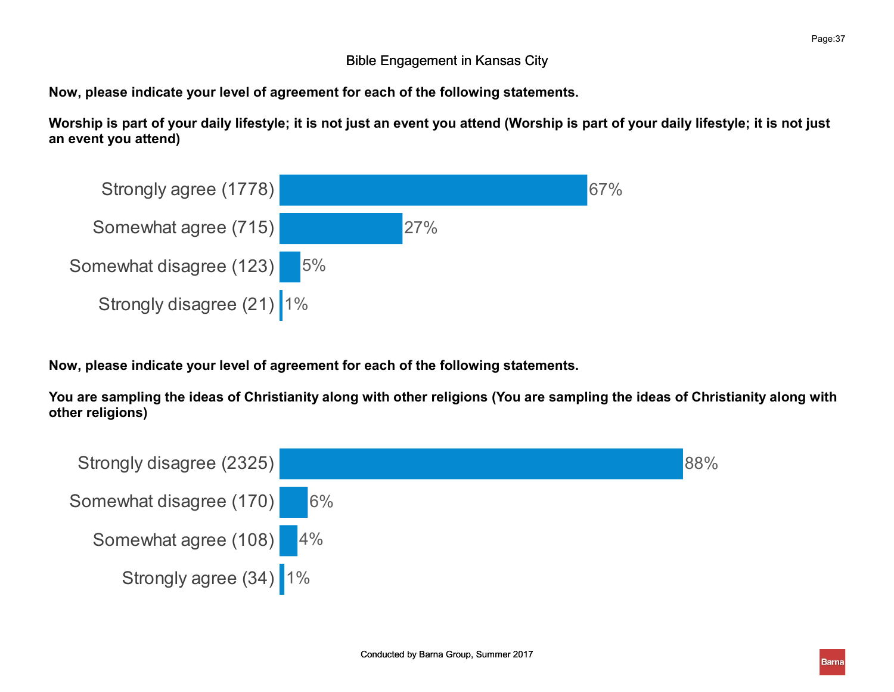# Bible Engagement in Kansas City

**Now, please indicate your level of agreement for each of the following statements.**

**Worship is part of your daily lifestyle; it is not just an event you attend (Worship is part of your daily lifestyle; it is not just an event you attend)**

| Response | Percent |
|---|---|
| Strongly agree (1778) | 67% |
| Somewhat agree (715) | 27% |
| Somewhat disagree (123) | 5% |
| Strongly disagree (21) | 1% |

**Now, please indicate your level of agreement for each of the following statements.**

**You are sampling the ideas of Christianity along with other religions (You are sampling the ideas of Christianity along with other religions)**

| Response | Percent |
|---|---|
| Strongly disagree (2325) | 88% |
| Somewhat disagree (170) | 6% |
| Somewhat agree (108) | 4% |
| Strongly agree (34) | 1% |

Conducted by Barna Group, Summer 2017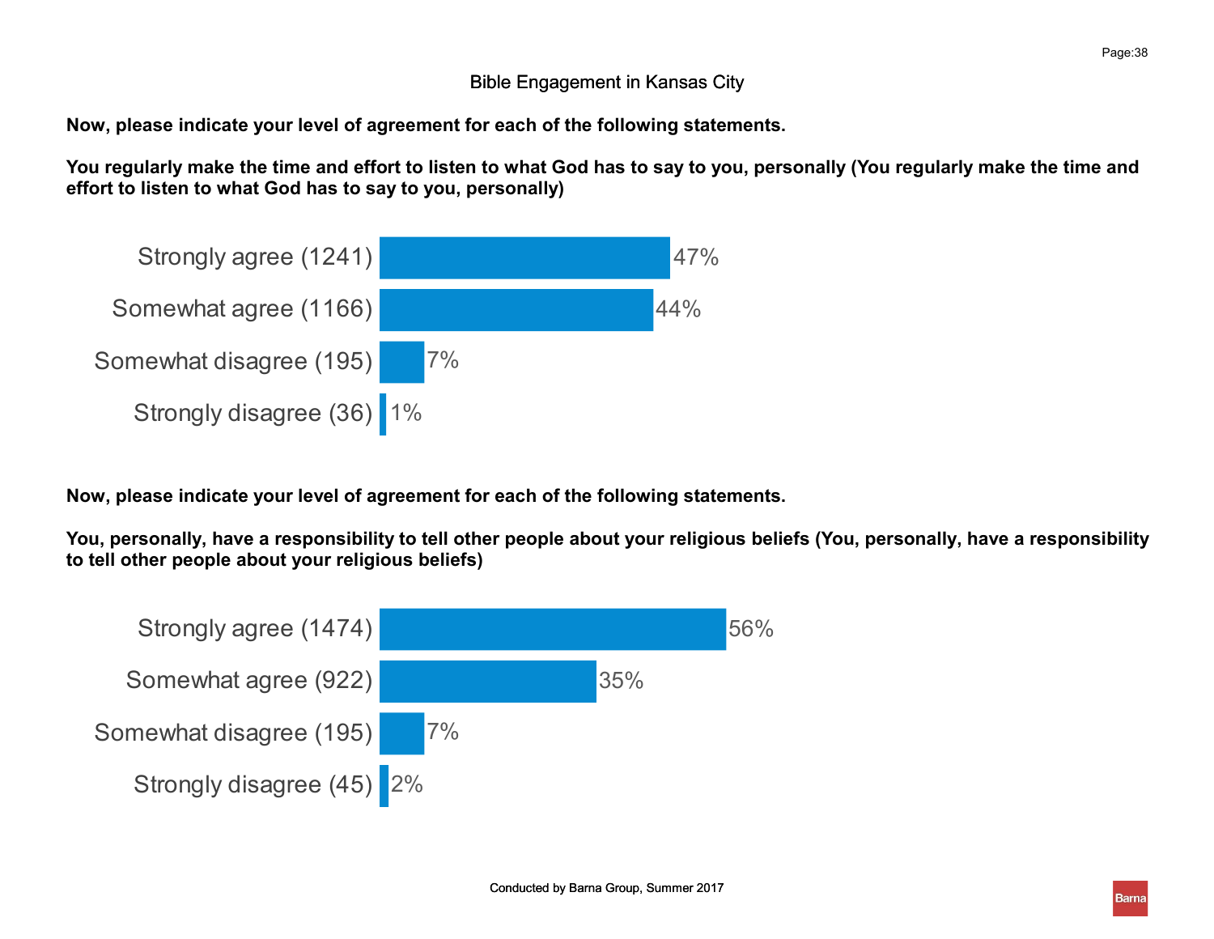## Bible Engagement in Kansas City

**Now, please indicate your level of agreement for each of the following statements.**

**You regularly make the time and effort to listen to what God has to say to you, personally (You regularly make the time and effort to listen to what God has to say to you, personally)**

| Response | Percentage |
|---|---|
| Strongly agree (1241) | 47% |
| Somewhat agree (1166) | 44% |
| Somewhat disagree (195) | 7% |
| Strongly disagree (36) | 1% |

**Now, please indicate your level of agreement for each of the following statements.**

**You, personally, have a responsibility to tell other people about your religious beliefs (You, personally, have a responsibility to tell other people about your religious beliefs)**

| Response | Percentage |
|---|---|
| Strongly agree (1474) | 56% |
| Somewhat agree (922) | 35% |
| Somewhat disagree (195) | 7% |
| Strongly disagree (45) | 2% |

Conducted by Barna Group, Summer 2017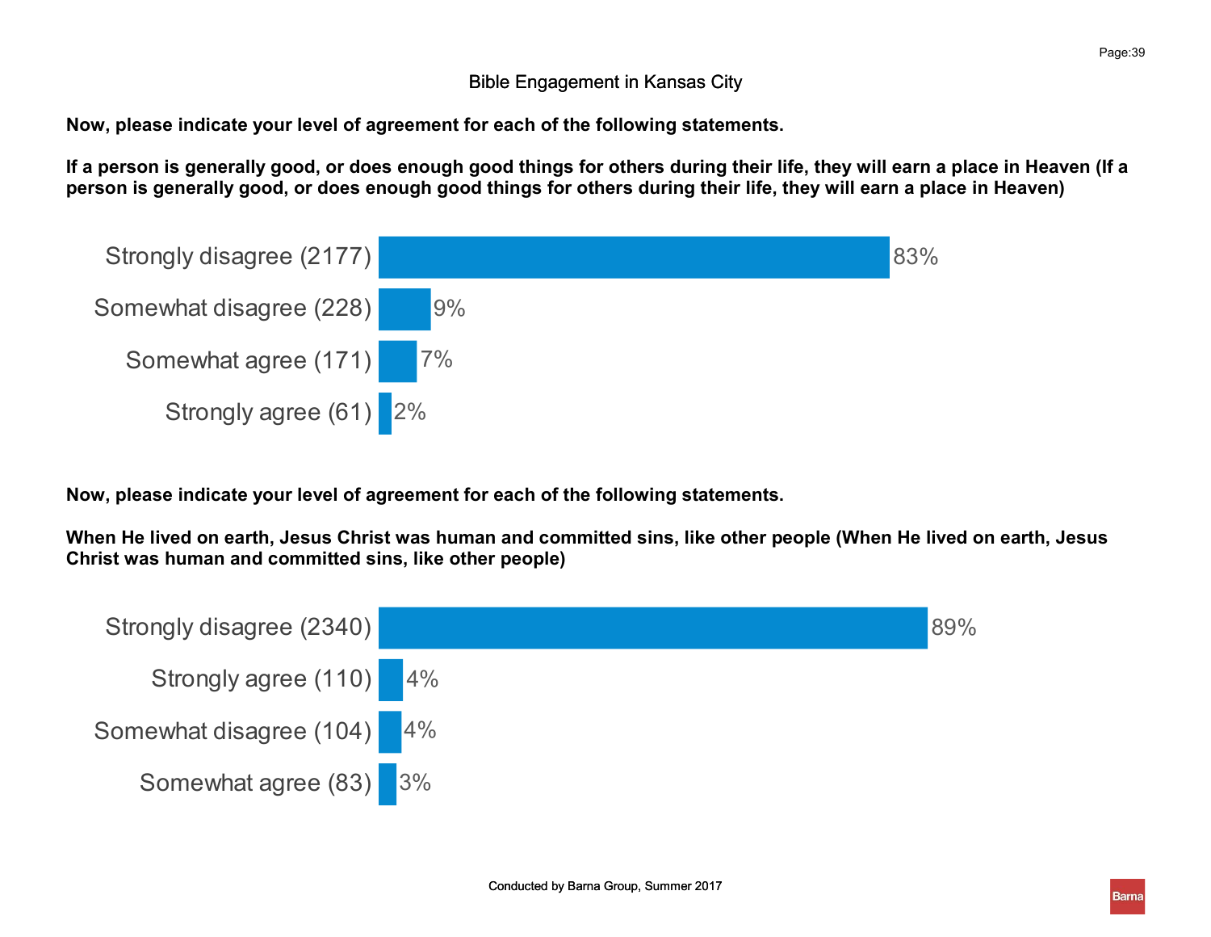Bible Engagement in Kansas City

**Now, please indicate your level of agreement for each of the following statements.**

**If a person is generally good, or does enough good things for others during their life, they will earn a place in Heaven (If a person is generally good, or does enough good things for others during their life, they will earn a place in Heaven)**

| Response | Percent |
| --- | --- |
| Strongly disagree (2177) | 83% |
| Somewhat disagree (228) | 9% |
| Somewhat agree (171) | 7% |
| Strongly agree (61) | 2% |

**Now, please indicate your level of agreement for each of the following statements.**

**When He lived on earth, Jesus Christ was human and committed sins, like other people (When He lived on earth, Jesus Christ was human and committed sins, like other people)**

| Response | Percent |
| --- | --- |
| Strongly disagree (2340) | 89% |
| Strongly agree (110) | 4% |
| Somewhat disagree (104) | 4% |
| Somewhat agree (83) | 3% |

Conducted by Barna Group, Summer 2017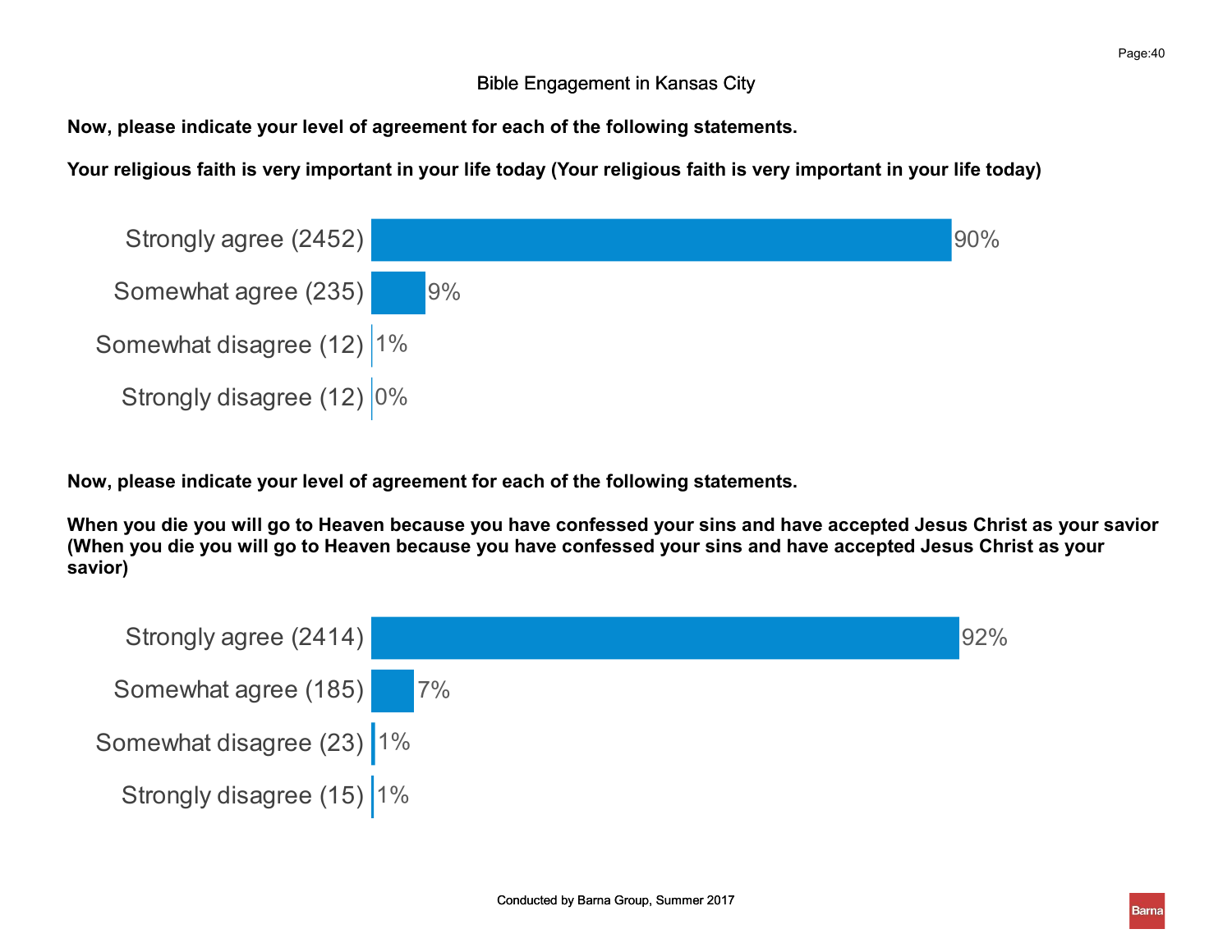Bible Engagement in Kansas City

**Now, please indicate your level of agreement for each of the following statements.**

**Your religious faith is very important in your life today (Your religious faith is very important in your life today)**

| Response | Percent |
|---|---|
| Strongly agree (2452) | 90% |
| Somewhat agree (235) | 9% |
| Somewhat disagree (12) | 1% |
| Strongly disagree (12) | 0% |

**Now, please indicate your level of agreement for each of the following statements.**

**When you die you will go to Heaven because you have confessed your sins and have accepted Jesus Christ as your savior (When you die you will go to Heaven because you have confessed your sins and have accepted Jesus Christ as your savior)**

| Response | Percent |
|---|---|
| Strongly agree (2414) | 92% |
| Somewhat agree (185) | 7% |
| Somewhat disagree (23) | 1% |
| Strongly disagree (15) | 1% |

Conducted by Barna Group, Summer 2017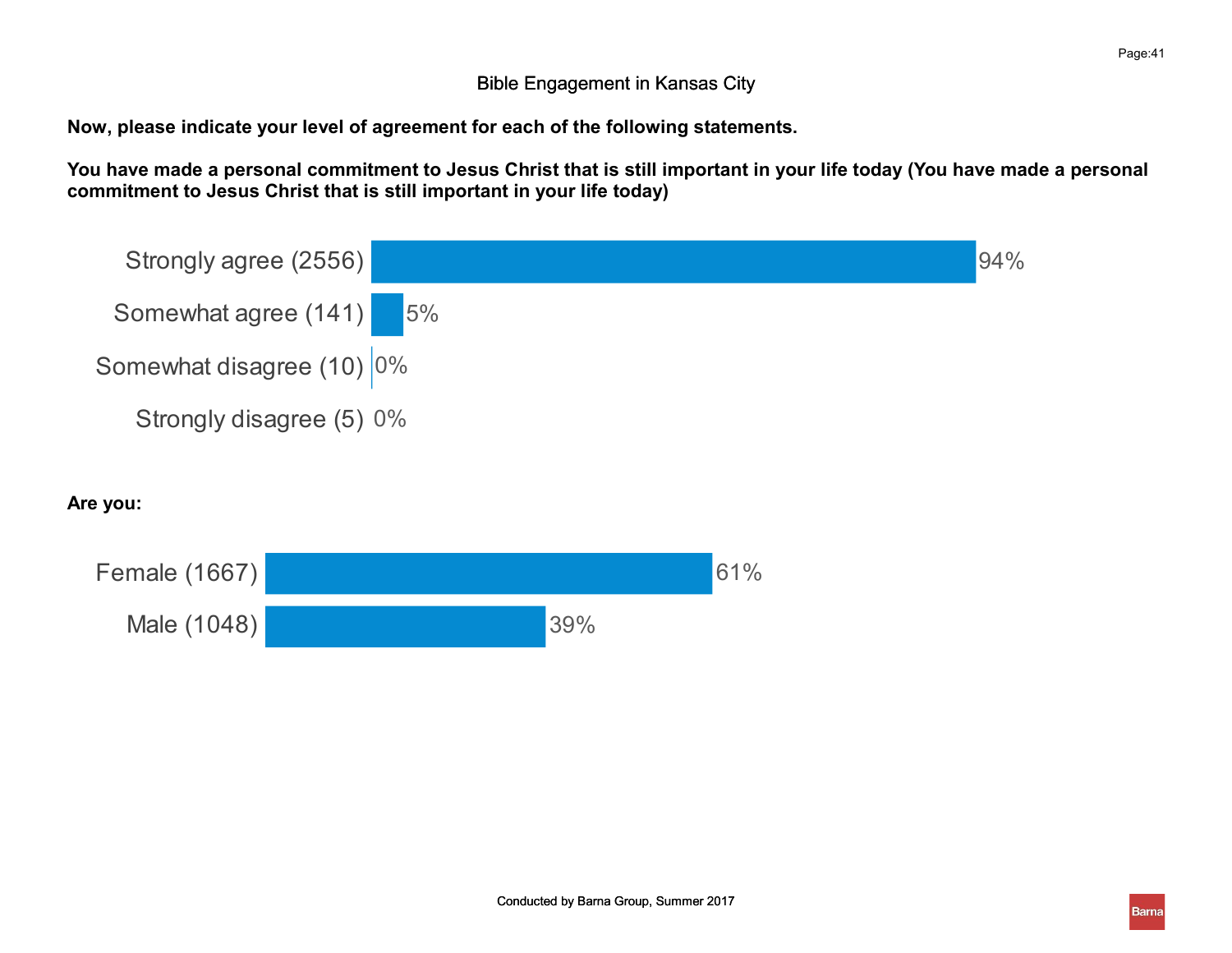## Bible Engagement in Kansas City

**Now, please indicate your level of agreement for each of the following statements.**

**You have made a personal commitment to Jesus Christ that is still important in your life today (You have made a personal commitment to Jesus Christ that is still important in your life today)**

| Response | Percent |
|---|---|
| Strongly agree (2556) | 94% |
| Somewhat agree (141) | 5% |
| Somewhat disagree (10) | 0% |
| Strongly disagree (5) | 0% |

**Are you:**

| Response | Percent |
|---|---|
| Female (1667) | 61% |
| Male (1048) | 39% |

Conducted by Barna Group, Summer 2017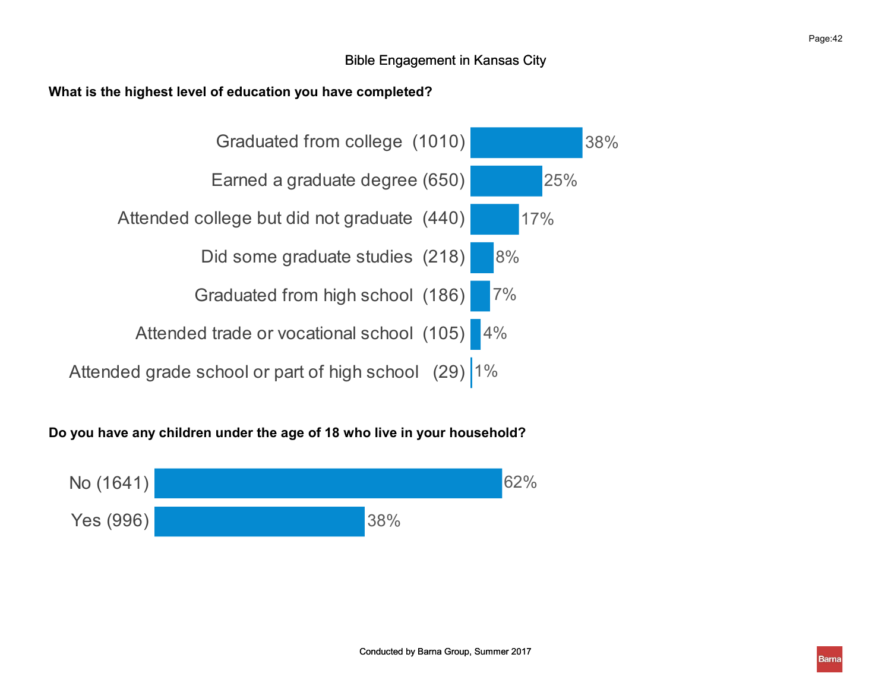# Bible Engagement in Kansas City

**What is the highest level of education you have completed?**

| Response | Count | Percent |
|---|---|---|
| Graduated from college | (1010) | 38% |
| Earned a graduate degree | (650) | 25% |
| Attended college but did not graduate | (440) | 17% |
| Did some graduate studies | (218) | 8% |
| Graduated from high school | (186) | 7% |
| Attended trade or vocational school | (105) | 4% |
| Attended grade school or part of high school | (29) | 1% |

**Do you have any children under the age of 18 who live in your household?**

| Response | Count | Percent |
|---|---|---|
| No | (1641) | 62% |
| Yes | (996) | 38% |

Conducted by Barna Group, Summer 2017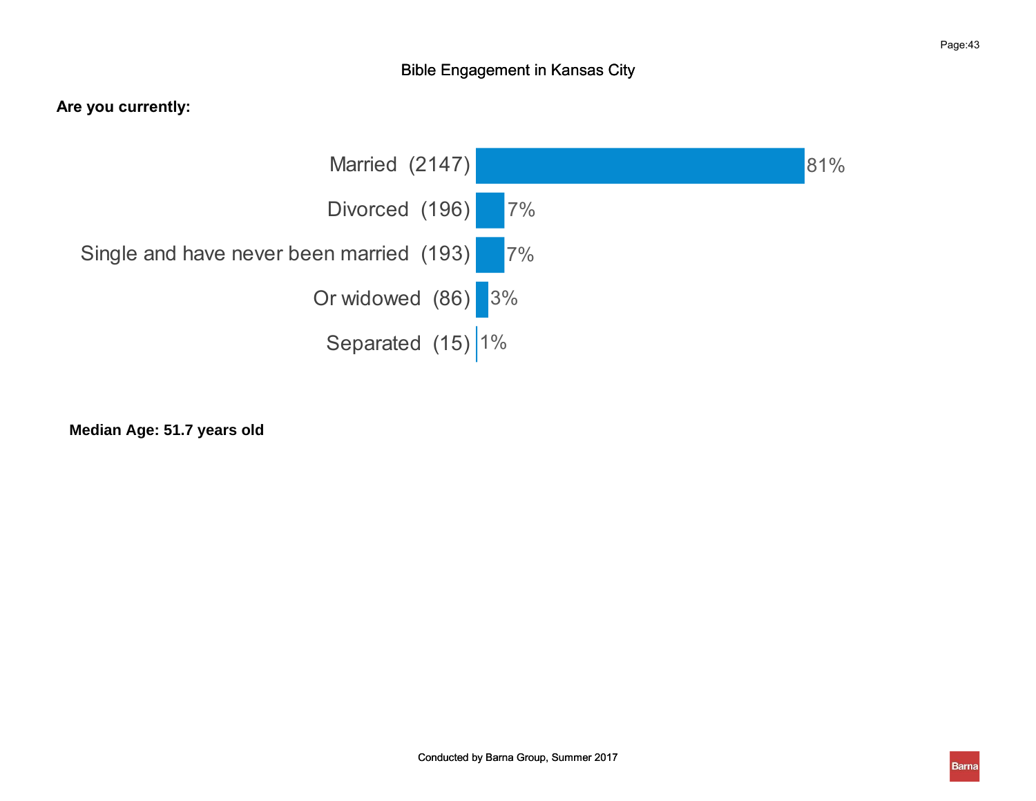# Bible Engagement in Kansas City

**Are you currently:**

| Response | n | % |
| --- | --- | --- |
| Married | (2147) | 81% |
| Divorced | (196) | 7% |
| Single and have never been married | (193) | 7% |
| Or widowed | (86) | 3% |
| Separated | (15) | 1% |

**Median Age: 51.7 years old**

Conducted by Barna Group, Summer 2017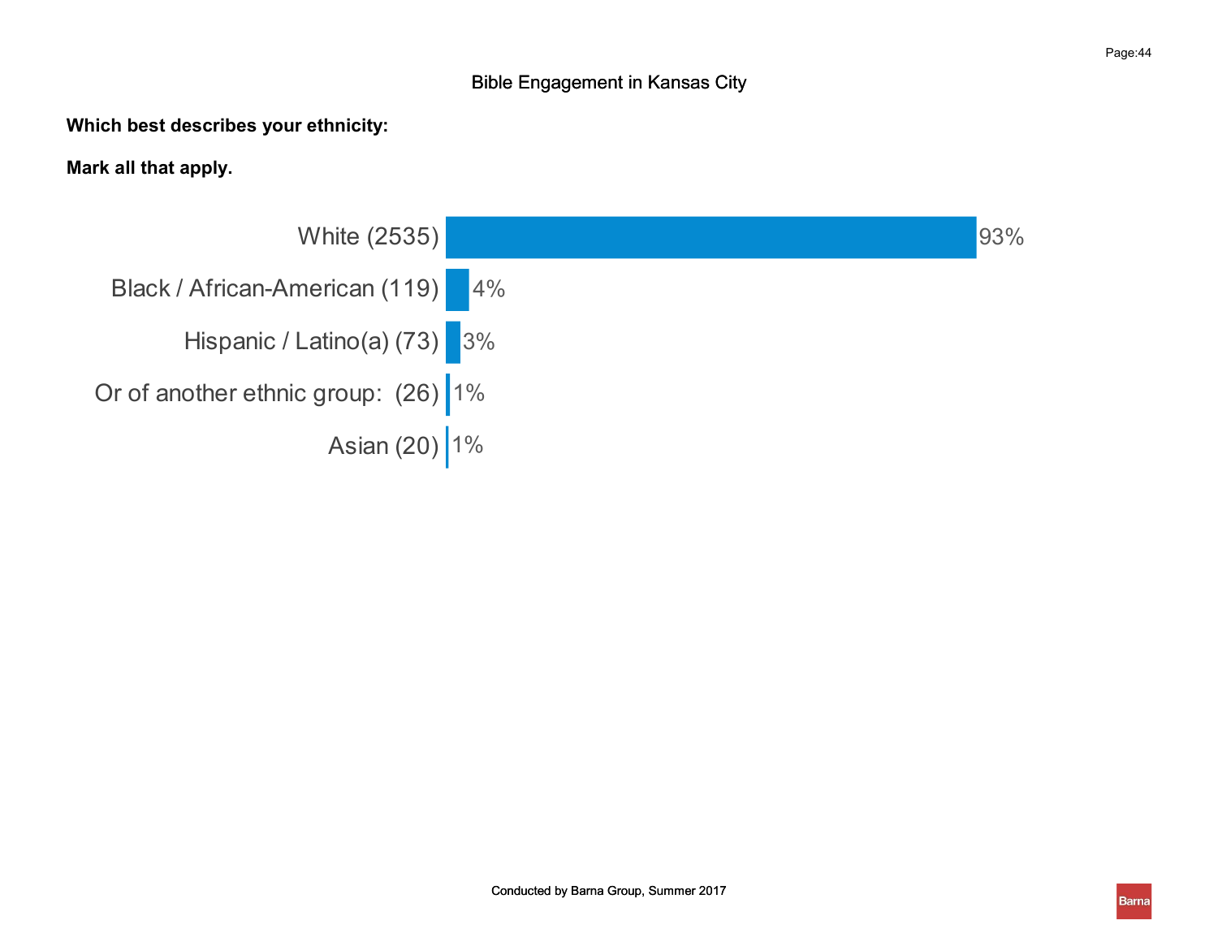Bible Engagement in Kansas City

**Which best describes your ethnicity:**

**Mark all that apply.**

White (2535) 93%

Black / African-American (119) 4%

Hispanic / Latino(a) (73) 3%

Or of another ethnic group: (26) 1%

Asian (20) 1%

Conducted by Barna Group, Summer 2017